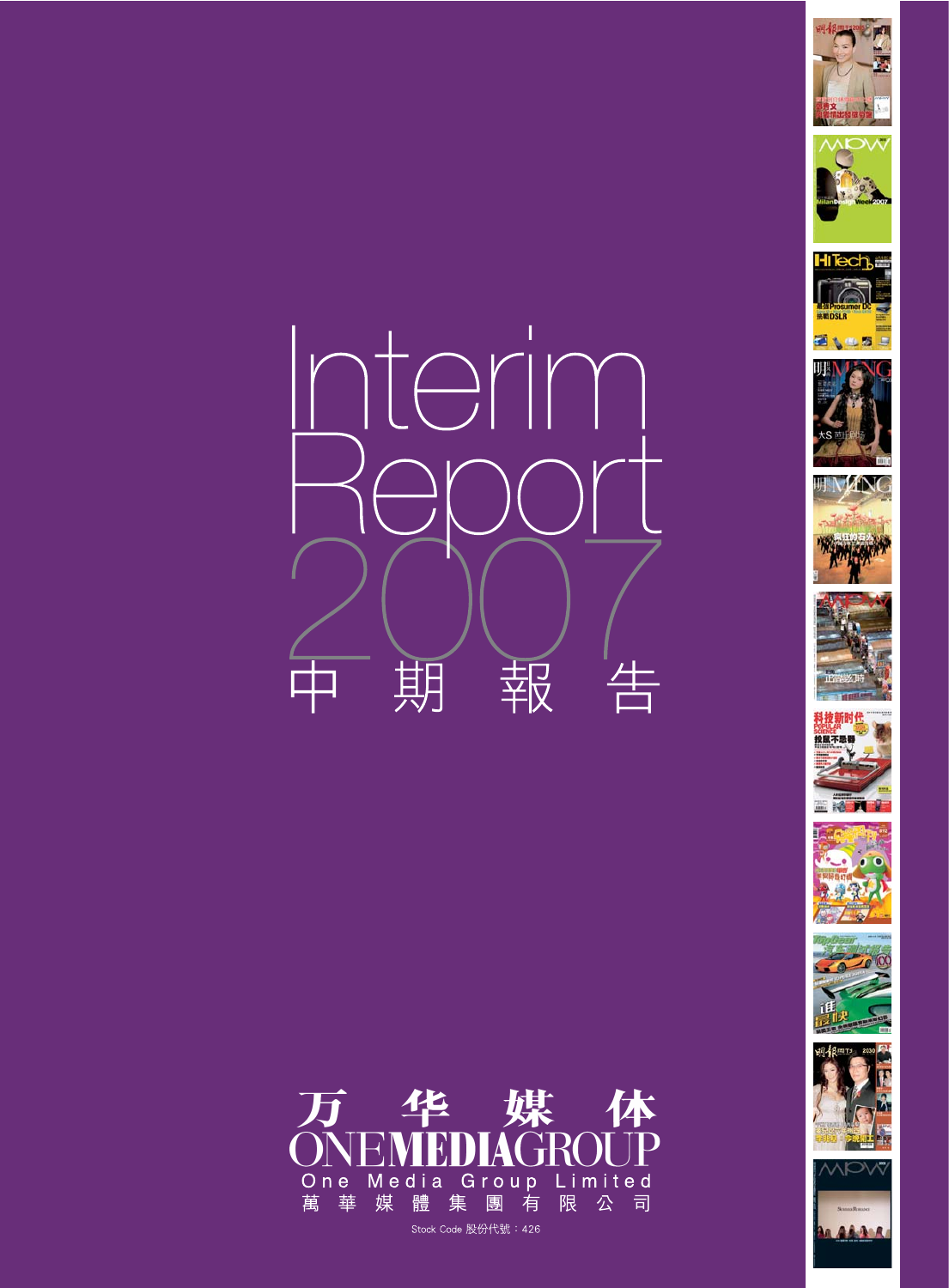# Interim Report 2007

# 中期報告

万华媒体

ONE MEDIA GROUP

One Media Group Limited

萬華媒體集團有限公司

Stock Code 股份代號：426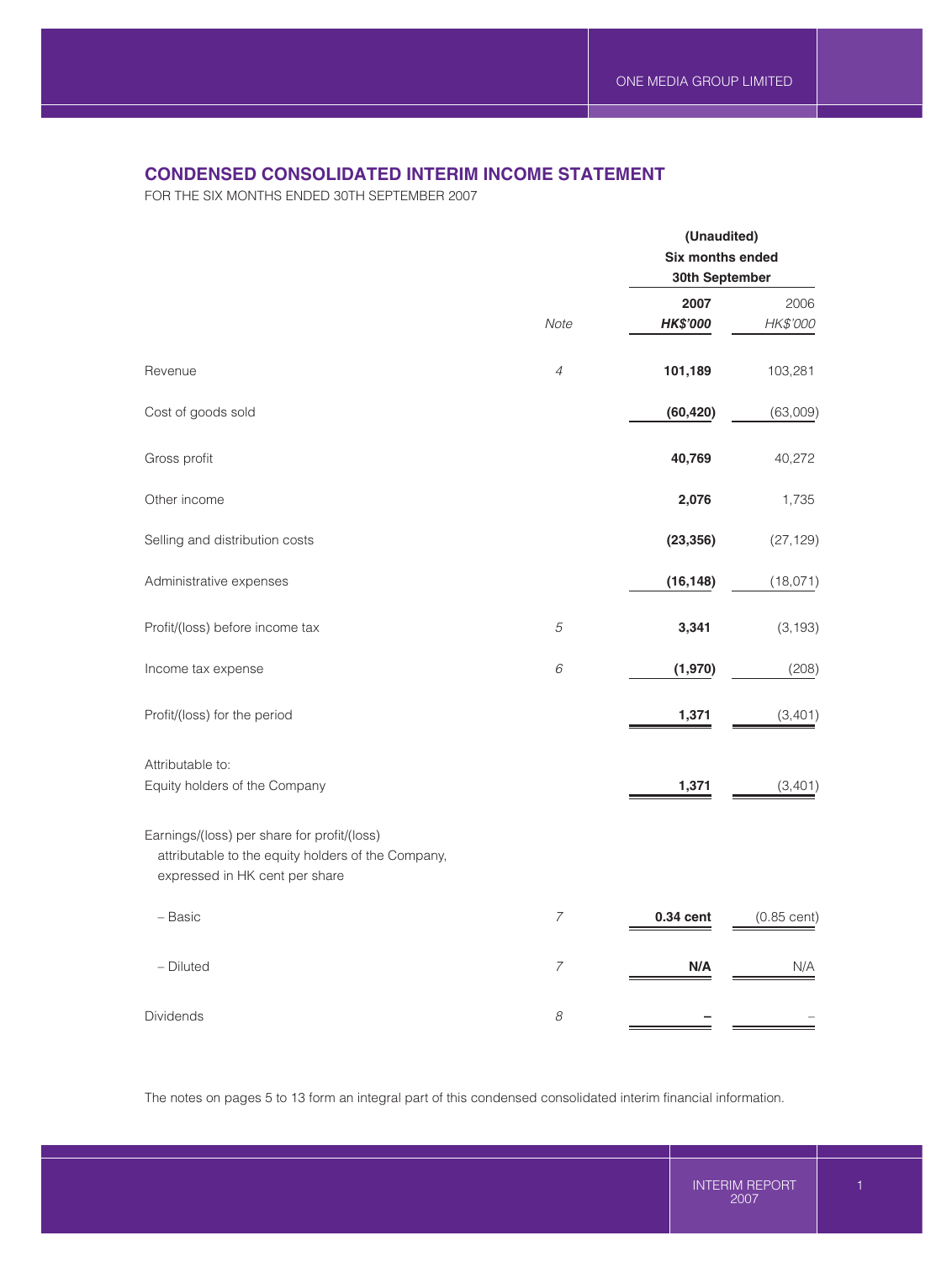## CONDENSED CONSOLIDATED INTERIM INCOME STATEMENT

FOR THE SIX MONTHS ENDED 30TH SEPTEMBER 2007

| | Note | (Unaudited) Six months ended 30th September 2007 HK$'000 | 2006 HK$'000 |
|---|---|---|---|
| Revenue | 4 | **101,189** | 103,281 |
| Cost of goods sold | | **(60,420)** | (63,009) |
| Gross profit | | **40,769** | 40,272 |
| Other income | | **2,076** | 1,735 |
| Selling and distribution costs | | **(23,356)** | (27,129) |
| Administrative expenses | | **(16,148)** | (18,071) |
| Profit/(loss) before income tax | 5 | **3,341** | (3,193) |
| Income tax expense | 6 | **(1,970)** | (208) |
| Profit/(loss) for the period | | **1,371** | (3,401) |
| Attributable to: | | | |
| Equity holders of the Company | | **1,371** | (3,401) |
| Earnings/(loss) per share for profit/(loss) attributable to the equity holders of the Company, expressed in HK cent per share | | | |
| – Basic | 7 | **0.34 cent** | (0.85 cent) |
| – Diluted | 7 | **N/A** | N/A |
| Dividends | 8 | **–** | – |

The notes on pages 5 to 13 form an integral part of this condensed consolidated interim financial information.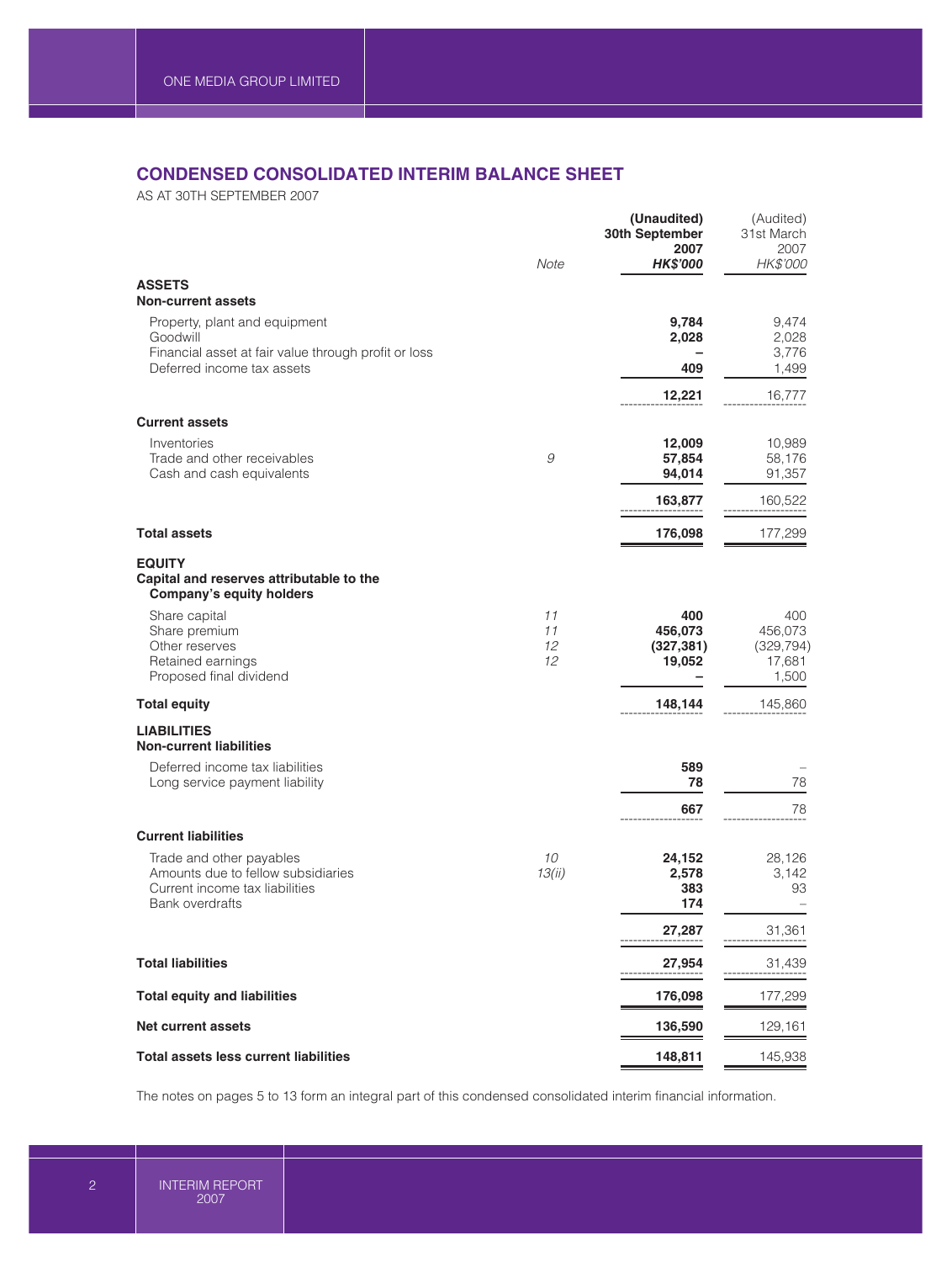## CONDENSED CONSOLIDATED INTERIM BALANCE SHEET

AS AT 30TH SEPTEMBER 2007

| | Note | (Unaudited) 30th September 2007 HK$'000 | (Audited) 31st March 2007 HK$'000 |
|---|---|---|---|
| **ASSETS** | | | |
| **Non-current assets** | | | |
| Property, plant and equipment | | **9,784** | 9,474 |
| Goodwill | | **2,028** | 2,028 |
| Financial asset at fair value through profit or loss | | **–** | 3,776 |
| Deferred income tax assets | | **409** | 1,499 |
| | | **12,221** | 16,777 |
| **Current assets** | | | |
| Inventories | | **12,009** | 10,989 |
| Trade and other receivables | 9 | **57,854** | 58,176 |
| Cash and cash equivalents | | **94,014** | 91,357 |
| | | **163,877** | 160,522 |
| **Total assets** | | **176,098** | 177,299 |
| **EQUITY** | | | |
| **Capital and reserves attributable to the Company's equity holders** | | | |
| Share capital | 11 | **400** | 400 |
| Share premium | 11 | **456,073** | 456,073 |
| Other reserves | 12 | **(327,381)** | (329,794) |
| Retained earnings | 12 | **19,052** | 17,681 |
| Proposed final dividend | | **–** | 1,500 |
| **Total equity** | | **148,144** | 145,860 |
| **LIABILITIES** | | | |
| **Non-current liabilities** | | | |
| Deferred income tax liabilities | | **589** | – |
| Long service payment liability | | **78** | 78 |
| | | **667** | 78 |
| **Current liabilities** | | | |
| Trade and other payables | 10 | **24,152** | 28,126 |
| Amounts due to fellow subsidiaries | 13(ii) | **2,578** | 3,142 |
| Current income tax liabilities | | **383** | 93 |
| Bank overdrafts | | **174** | – |
| | | **27,287** | 31,361 |
| **Total liabilities** | | **27,954** | 31,439 |
| **Total equity and liabilities** | | **176,098** | 177,299 |
| **Net current assets** | | **136,590** | 129,161 |
| **Total assets less current liabilities** | | **148,811** | 145,938 |

The notes on pages 5 to 13 form an integral part of this condensed consolidated interim financial information.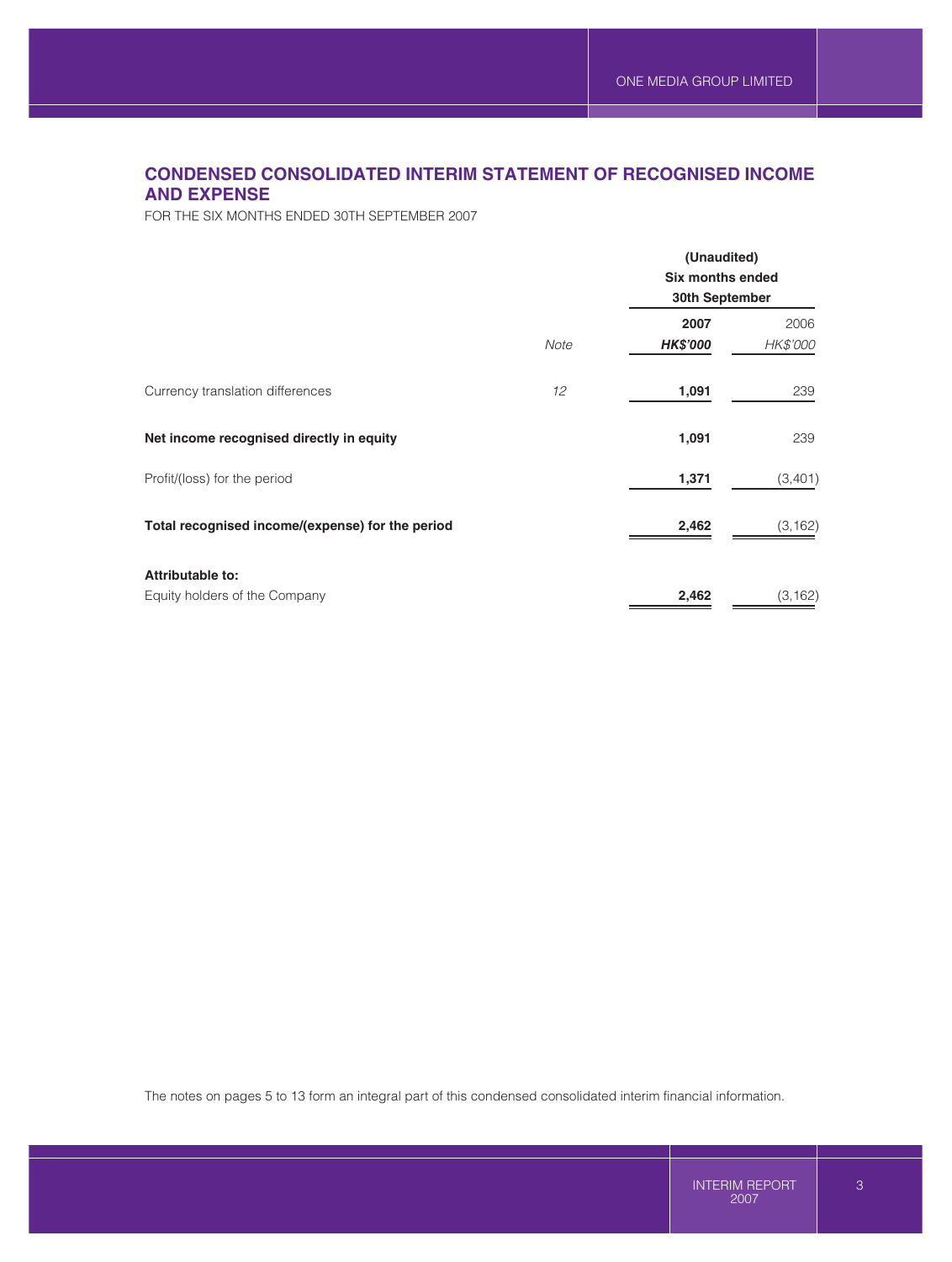## CONDENSED CONSOLIDATED INTERIM STATEMENT OF RECOGNISED INCOME AND EXPENSE

FOR THE SIX MONTHS ENDED 30TH SEPTEMBER 2007

| | | (Unaudited) Six months ended 30th September | |
|---|---|---|---|
| | | **2007** | 2006 |
| | *Note* | ***HK$'000*** | *HK$'000* |
| Currency translation differences | *12* | **1,091** | 239 |
| **Net income recognised directly in equity** | | **1,091** | 239 |
| Profit/(loss) for the period | | **1,371** | (3,401) |
| **Total recognised income/(expense) for the period** | | **2,462** | (3,162) |
| **Attributable to:** | | | |
| Equity holders of the Company | | **2,462** | (3,162) |

The notes on pages 5 to 13 form an integral part of this condensed consolidated interim financial information.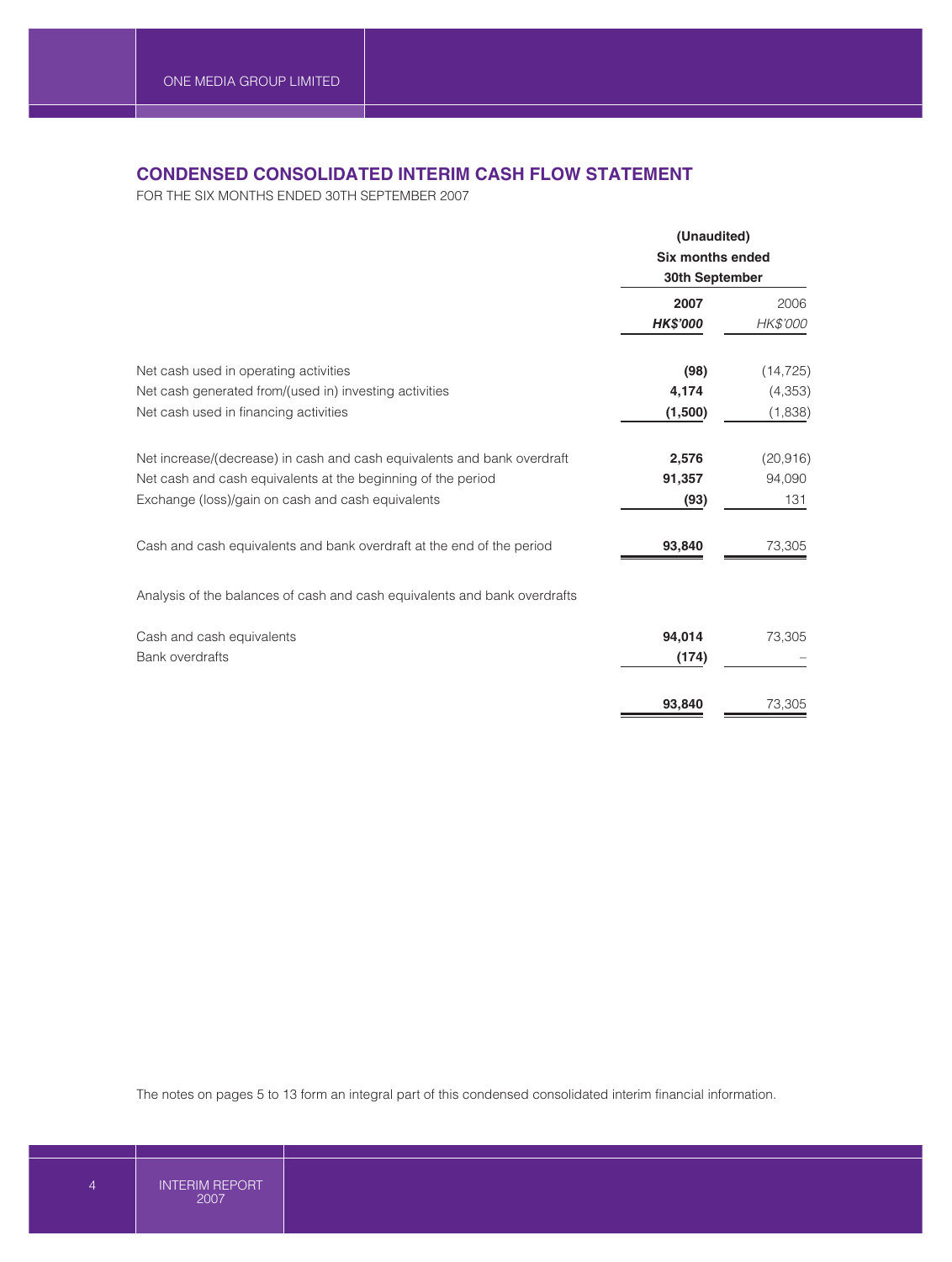## CONDENSED CONSOLIDATED INTERIM CASH FLOW STATEMENT

FOR THE SIX MONTHS ENDED 30TH SEPTEMBER 2007

| | (Unaudited) Six months ended 30th September | |
|---|---|---|
| | **2007** | 2006 |
| | ***HK$'000*** | *HK$'000* |
| Net cash used in operating activities | **(98)** | (14,725) |
| Net cash generated from/(used in) investing activities | **4,174** | (4,353) |
| Net cash used in financing activities | **(1,500)** | (1,838) |
| Net increase/(decrease) in cash and cash equivalents and bank overdraft | **2,576** | (20,916) |
| Net cash and cash equivalents at the beginning of the period | **91,357** | 94,090 |
| Exchange (loss)/gain on cash and cash equivalents | **(93)** | 131 |
| Cash and cash equivalents and bank overdraft at the end of the period | **93,840** | 73,305 |
| Analysis of the balances of cash and cash equivalents and bank overdrafts | | |
| Cash and cash equivalents | **94,014** | 73,305 |
| Bank overdrafts | **(174)** | – |
| | **93,840** | 73,305 |

The notes on pages 5 to 13 form an integral part of this condensed consolidated interim financial information.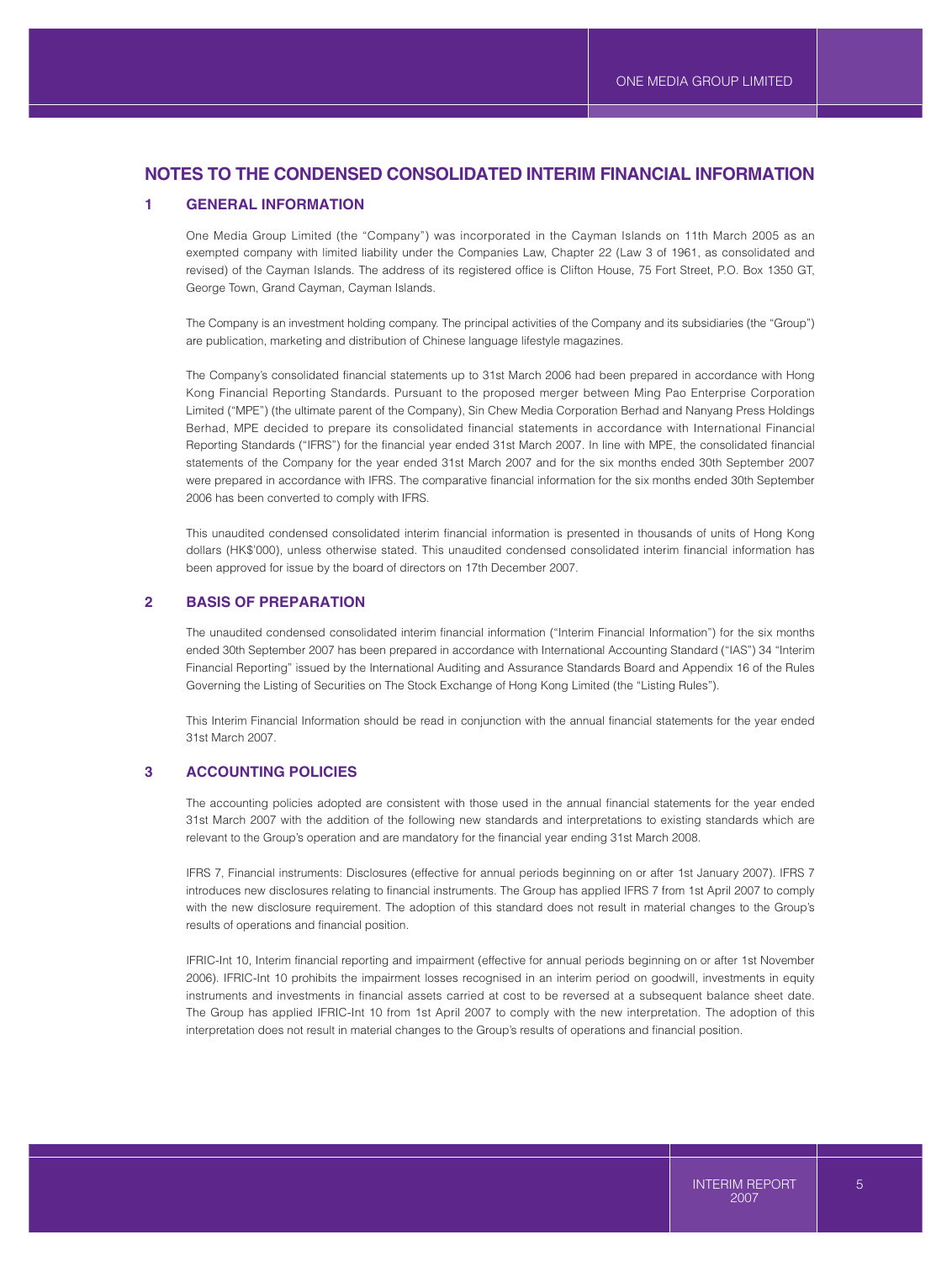# NOTES TO THE CONDENSED CONSOLIDATED INTERIM FINANCIAL INFORMATION

## 1 GENERAL INFORMATION

One Media Group Limited (the "Company") was incorporated in the Cayman Islands on 11th March 2005 as an exempted company with limited liability under the Companies Law, Chapter 22 (Law 3 of 1961, as consolidated and revised) of the Cayman Islands. The address of its registered office is Clifton House, 75 Fort Street, P.O. Box 1350 GT, George Town, Grand Cayman, Cayman Islands.

The Company is an investment holding company. The principal activities of the Company and its subsidiaries (the "Group") are publication, marketing and distribution of Chinese language lifestyle magazines.

The Company's consolidated financial statements up to 31st March 2006 had been prepared in accordance with Hong Kong Financial Reporting Standards. Pursuant to the proposed merger between Ming Pao Enterprise Corporation Limited ("MPE") (the ultimate parent of the Company), Sin Chew Media Corporation Berhad and Nanyang Press Holdings Berhad, MPE decided to prepare its consolidated financial statements in accordance with International Financial Reporting Standards ("IFRS") for the financial year ended 31st March 2007. In line with MPE, the consolidated financial statements of the Company for the year ended 31st March 2007 and for the six months ended 30th September 2007 were prepared in accordance with IFRS. The comparative financial information for the six months ended 30th September 2006 has been converted to comply with IFRS.

This unaudited condensed consolidated interim financial information is presented in thousands of units of Hong Kong dollars (HK$'000), unless otherwise stated. This unaudited condensed consolidated interim financial information has been approved for issue by the board of directors on 17th December 2007.

## 2 BASIS OF PREPARATION

The unaudited condensed consolidated interim financial information ("Interim Financial Information") for the six months ended 30th September 2007 has been prepared in accordance with International Accounting Standard ("IAS") 34 "Interim Financial Reporting" issued by the International Auditing and Assurance Standards Board and Appendix 16 of the Rules Governing the Listing of Securities on The Stock Exchange of Hong Kong Limited (the "Listing Rules").

This Interim Financial Information should be read in conjunction with the annual financial statements for the year ended 31st March 2007.

## 3 ACCOUNTING POLICIES

The accounting policies adopted are consistent with those used in the annual financial statements for the year ended 31st March 2007 with the addition of the following new standards and interpretations to existing standards which are relevant to the Group's operation and are mandatory for the financial year ending 31st March 2008.

IFRS 7, Financial instruments: Disclosures (effective for annual periods beginning on or after 1st January 2007). IFRS 7 introduces new disclosures relating to financial instruments. The Group has applied IFRS 7 from 1st April 2007 to comply with the new disclosure requirement. The adoption of this standard does not result in material changes to the Group's results of operations and financial position.

IFRIC-Int 10, Interim financial reporting and impairment (effective for annual periods beginning on or after 1st November 2006). IFRIC-Int 10 prohibits the impairment losses recognised in an interim period on goodwill, investments in equity instruments and investments in financial assets carried at cost to be reversed at a subsequent balance sheet date. The Group has applied IFRIC-Int 10 from 1st April 2007 to comply with the new interpretation. The adoption of this interpretation does not result in material changes to the Group's results of operations and financial position.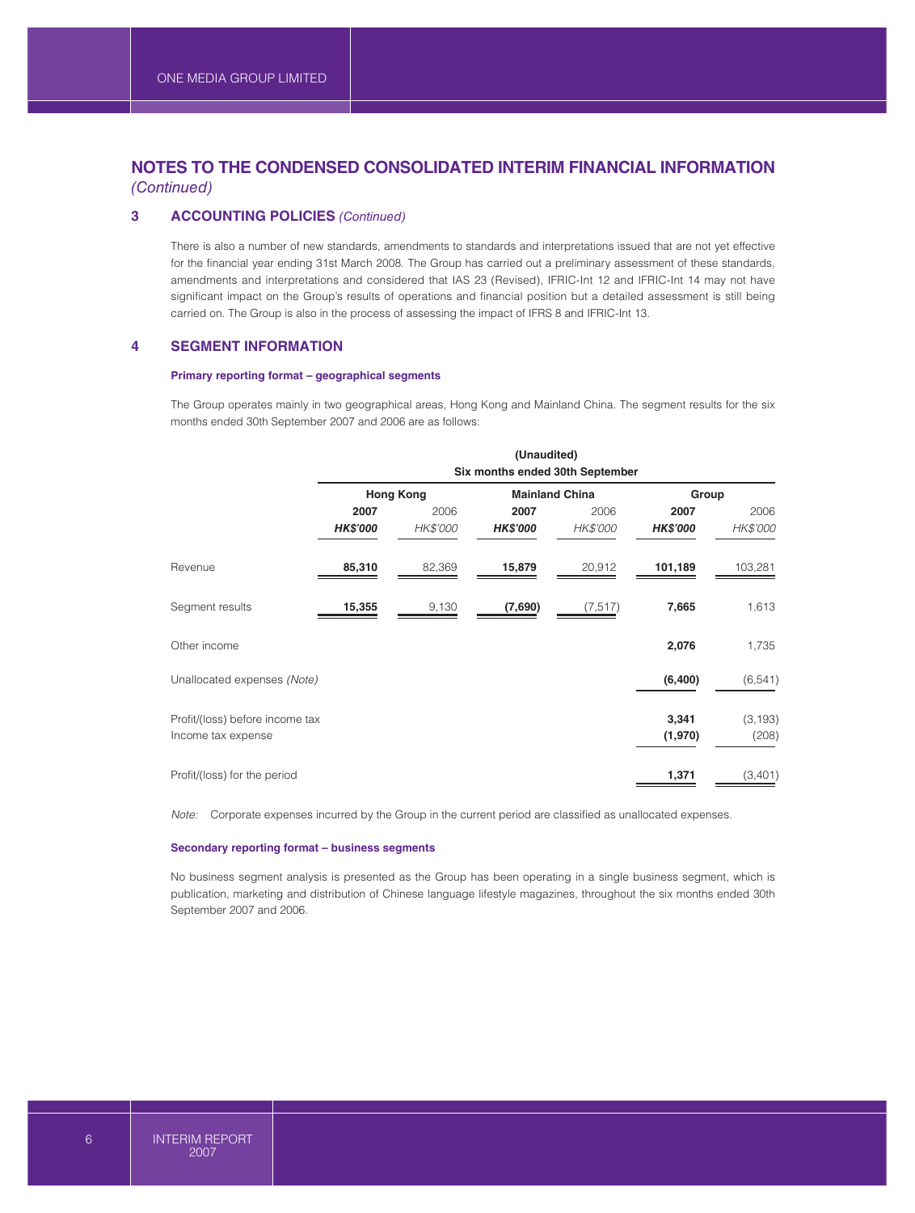## NOTES TO THE CONDENSED CONSOLIDATED INTERIM FINANCIAL INFORMATION *(Continued)*

### 3 ACCOUNTING POLICIES *(Continued)*

There is also a number of new standards, amendments to standards and interpretations issued that are not yet effective for the financial year ending 31st March 2008. The Group has carried out a preliminary assessment of these standards, amendments and interpretations and considered that IAS 23 (Revised), IFRIC-Int 12 and IFRIC-Int 14 may not have significant impact on the Group's results of operations and financial position but a detailed assessment is still being carried on. The Group is also in the process of assessing the impact of IFRS 8 and IFRIC-Int 13.

### 4 SEGMENT INFORMATION

**Primary reporting format – geographical segments**

The Group operates mainly in two geographical areas, Hong Kong and Mainland China. The segment results for the six months ended 30th September 2007 and 2006 are as follows:

| | (Unaudited) Six months ended 30th September | | | | | |
|---|---|---|---|---|---|---|
| | Hong Kong | | Mainland China | | Group | |
| | **2007** | 2006 | **2007** | 2006 | **2007** | 2006 |
| | ***HK$'000*** | *HK$'000* | ***HK$'000*** | *HK$'000* | ***HK$'000*** | *HK$'000* |
| Revenue | **85,310** | 82,369 | **15,879** | 20,912 | **101,189** | 103,281 |
| Segment results | **15,355** | 9,130 | **(7,690)** | (7,517) | **7,665** | 1,613 |
| Other income | | | | | **2,076** | 1,735 |
| Unallocated expenses *(Note)* | | | | | **(6,400)** | (6,541) |
| Profit/(loss) before income tax | | | | | **3,341** | (3,193) |
| Income tax expense | | | | | **(1,970)** | (208) |
| Profit/(loss) for the period | | | | | **1,371** | (3,401) |

*Note:* Corporate expenses incurred by the Group in the current period are classified as unallocated expenses.

**Secondary reporting format – business segments**

No business segment analysis is presented as the Group has been operating in a single business segment, which is publication, marketing and distribution of Chinese language lifestyle magazines, throughout the six months ended 30th September 2007 and 2006.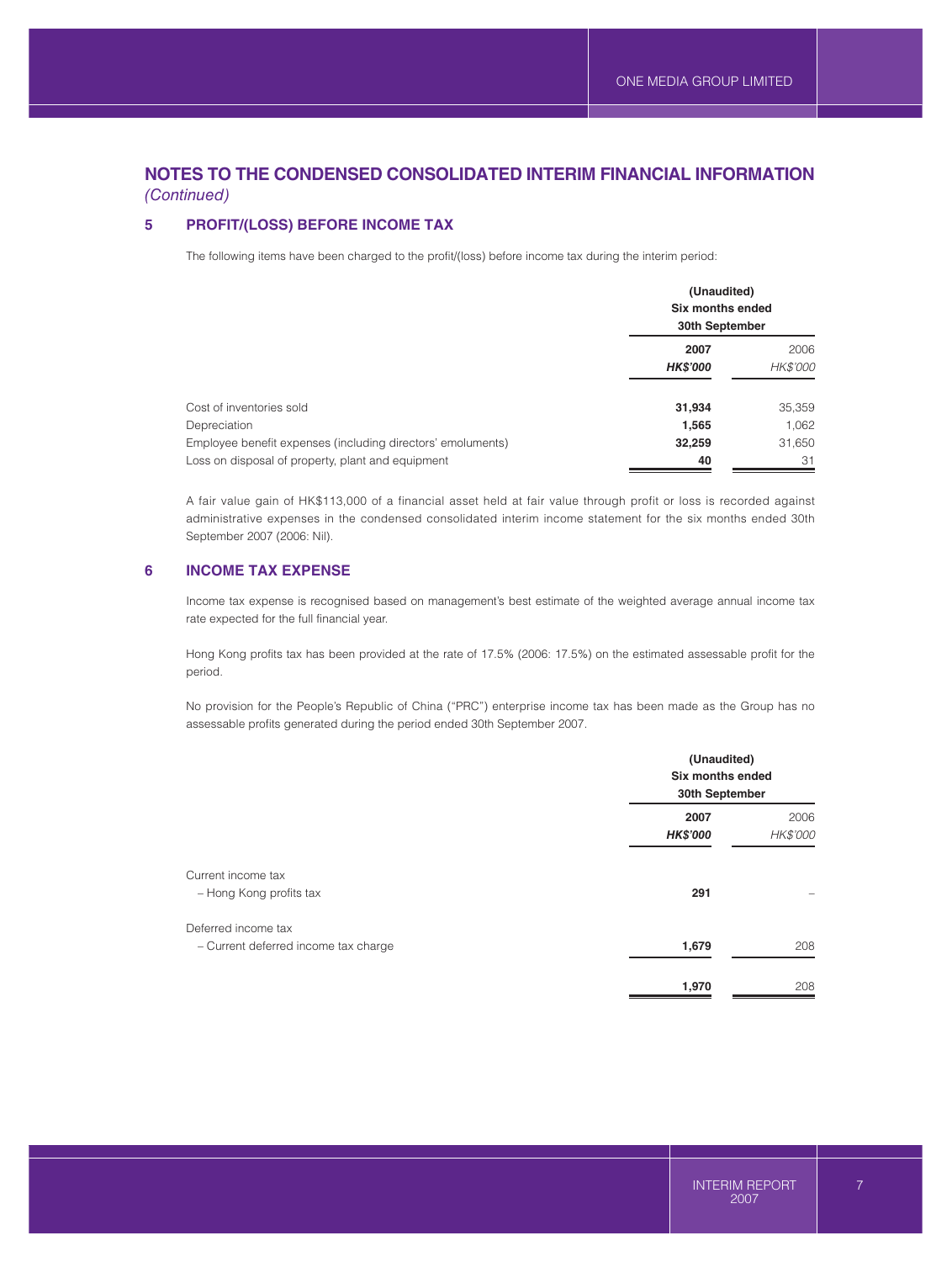# NOTES TO THE CONDENSED CONSOLIDATED INTERIM FINANCIAL INFORMATION

*(Continued)*

## 5 PROFIT/(LOSS) BEFORE INCOME TAX

The following items have been charged to the profit/(loss) before income tax during the interim period:

| | (Unaudited) Six months ended 30th September | |
|---|---|---|
| | **2007** | 2006 |
| | ***HK$'000*** | *HK$'000* |
| Cost of inventories sold | **31,934** | 35,359 |
| Depreciation | **1,565** | 1,062 |
| Employee benefit expenses (including directors' emoluments) | **32,259** | 31,650 |
| Loss on disposal of property, plant and equipment | **40** | 31 |

A fair value gain of HK$113,000 of a financial asset held at fair value through profit or loss is recorded against administrative expenses in the condensed consolidated interim income statement for the six months ended 30th September 2007 (2006: Nil).

## 6 INCOME TAX EXPENSE

Income tax expense is recognised based on management's best estimate of the weighted average annual income tax rate expected for the full financial year.

Hong Kong profits tax has been provided at the rate of 17.5% (2006: 17.5%) on the estimated assessable profit for the period.

No provision for the People's Republic of China ("PRC") enterprise income tax has been made as the Group has no assessable profits generated during the period ended 30th September 2007.

| | (Unaudited) Six months ended 30th September | |
|---|---|---|
| | **2007** | 2006 |
| | ***HK$'000*** | *HK$'000* |
| Current income tax | | |
| – Hong Kong profits tax | **291** | – |
| Deferred income tax | | |
| – Current deferred income tax charge | **1,679** | 208 |
| | **1,970** | 208 |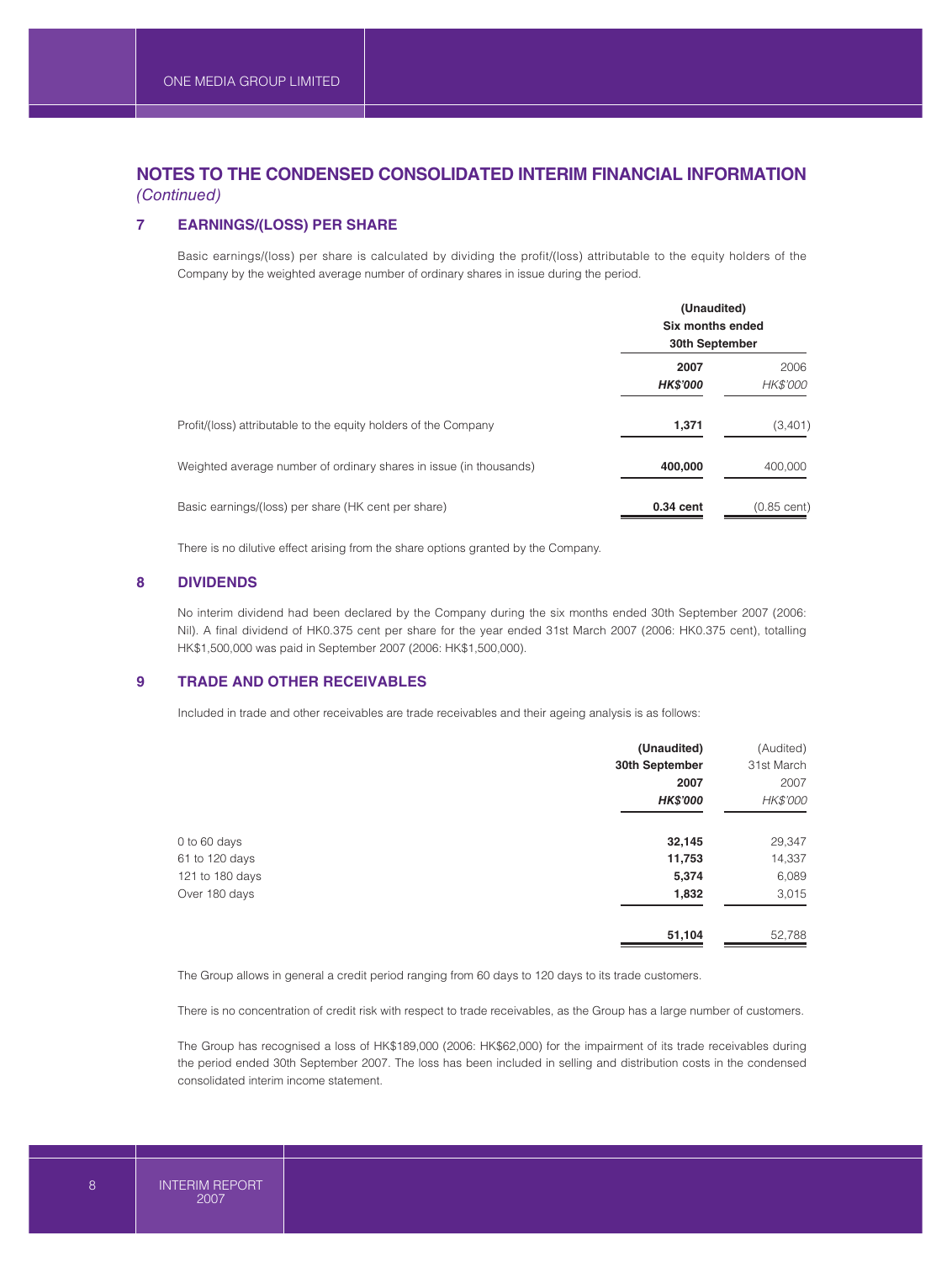## NOTES TO THE CONDENSED CONSOLIDATED INTERIM FINANCIAL INFORMATION

*(Continued)*

### 7 EARNINGS/(LOSS) PER SHARE

Basic earnings/(loss) per share is calculated by dividing the profit/(loss) attributable to the equity holders of the Company by the weighted average number of ordinary shares in issue during the period.

| | (Unaudited) Six months ended 30th September | |
|---|---|---|
| | **2007** | 2006 |
| | ***HK$'000*** | *HK$'000* |
| Profit/(loss) attributable to the equity holders of the Company | **1,371** | (3,401) |
| Weighted average number of ordinary shares in issue (in thousands) | **400,000** | 400,000 |
| Basic earnings/(loss) per share (HK cent per share) | **0.34 cent** | (0.85 cent) |

There is no dilutive effect arising from the share options granted by the Company.

### 8 DIVIDENDS

No interim dividend had been declared by the Company during the six months ended 30th September 2007 (2006: Nil). A final dividend of HK0.375 cent per share for the year ended 31st March 2007 (2006: HK0.375 cent), totalling HK$1,500,000 was paid in September 2007 (2006: HK$1,500,000).

### 9 TRADE AND OTHER RECEIVABLES

Included in trade and other receivables are trade receivables and their ageing analysis is as follows:

| | **(Unaudited) 30th September 2007** | (Audited) 31st March 2007 |
|---|---|---|
| | ***HK$'000*** | *HK$'000* |
| 0 to 60 days | **32,145** | 29,347 |
| 61 to 120 days | **11,753** | 14,337 |
| 121 to 180 days | **5,374** | 6,089 |
| Over 180 days | **1,832** | 3,015 |
| | **51,104** | 52,788 |

The Group allows in general a credit period ranging from 60 days to 120 days to its trade customers.

There is no concentration of credit risk with respect to trade receivables, as the Group has a large number of customers.

The Group has recognised a loss of HK$189,000 (2006: HK$62,000) for the impairment of its trade receivables during the period ended 30th September 2007. The loss has been included in selling and distribution costs in the condensed consolidated interim income statement.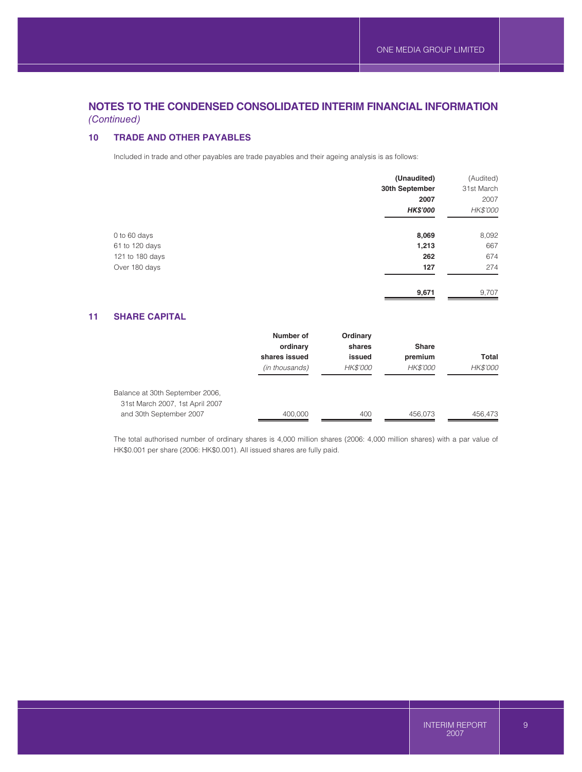## NOTES TO THE CONDENSED CONSOLIDATED INTERIM FINANCIAL INFORMATION

*(Continued)*

### 10 TRADE AND OTHER PAYABLES

Included in trade and other payables are trade payables and their ageing analysis is as follows:

| | **(Unaudited) 30th September 2007** | (Audited) 31st March 2007 |
|---|---|---|
| | ***HK$'000*** | *HK$'000* |
| 0 to 60 days | **8,069** | 8,092 |
| 61 to 120 days | **1,213** | 667 |
| 121 to 180 days | **262** | 674 |
| Over 180 days | **127** | 274 |
| | **9,671** | 9,707 |

### 11 SHARE CAPITAL

| | **Number of ordinary shares issued** | **Ordinary shares issued** | **Share premium** | **Total** |
|---|---|---|---|---|
| | *(in thousands)* | *HK$'000* | *HK$'000* | *HK$'000* |
| Balance at 30th September 2006, 31st March 2007, 1st April 2007 and 30th September 2007 | 400,000 | 400 | 456,073 | 456,473 |

The total authorised number of ordinary shares is 4,000 million shares (2006: 4,000 million shares) with a par value of HK$0.001 per share (2006: HK$0.001). All issued shares are fully paid.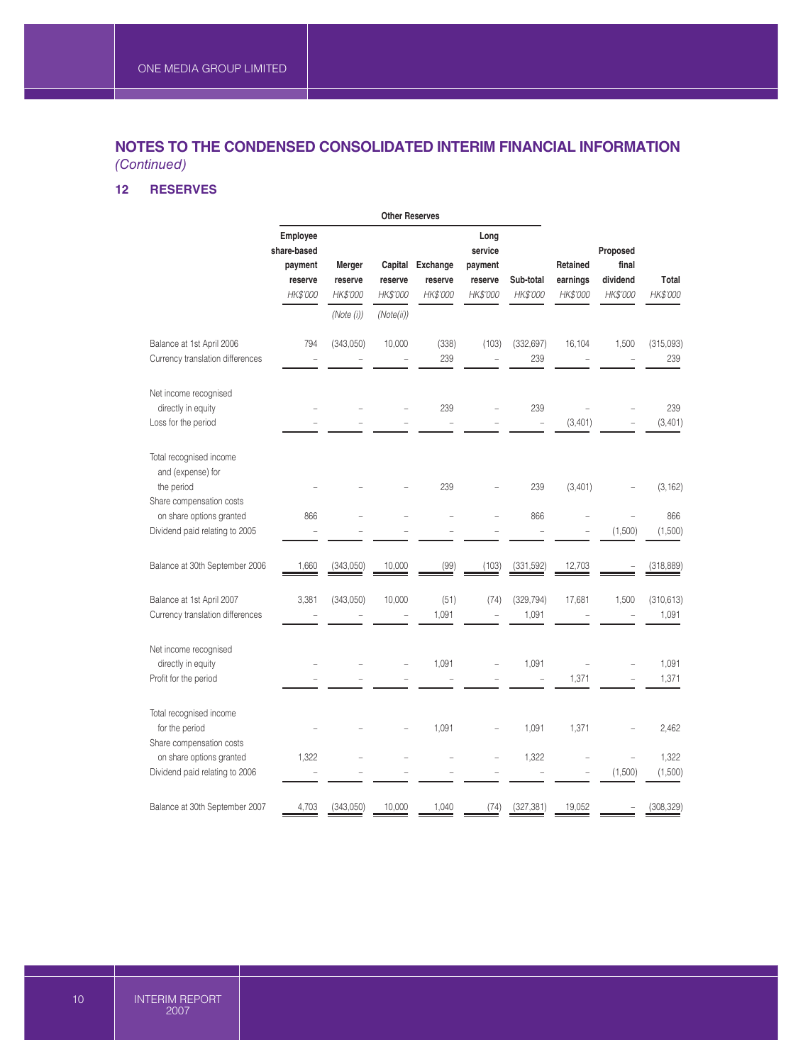## NOTES TO THE CONDENSED CONSOLIDATED INTERIM FINANCIAL INFORMATION *(Continued)*

### 12 RESERVES

| | Other Reserves | | | | | | | | |
|---|---|---|---|---|---|---|---|---|---|
| | Employee share-based payment reserve | Merger reserve | Capital reserve | Exchange reserve | Long service payment reserve | Sub-total | Retained earnings | Proposed final dividend | Total |
| | *HK$'000* | *HK$'000* | *HK$'000* | *HK$'000* | *HK$'000* | *HK$'000* | *HK$'000* | *HK$'000* | *HK$'000* |
| | | *(Note (i))* | *(Note(ii))* | | | | | | |
| Balance at 1st April 2006 | 794 | (343,050) | 10,000 | (338) | (103) | (332,697) | 16,104 | 1,500 | (315,093) |
| Currency translation differences | – | – | – | 239 | – | 239 | – | – | 239 |
| Net income recognised directly in equity | – | – | – | 239 | – | 239 | – | – | 239 |
| Loss for the period | – | – | – | – | – | – | (3,401) | – | (3,401) |
| Total recognised income and (expense) for the period | – | – | – | 239 | – | 239 | (3,401) | – | (3,162) |
| Share compensation costs on share options granted | 866 | – | – | – | – | 866 | – | – | 866 |
| Dividend paid relating to 2005 | – | – | – | – | – | – | – | (1,500) | (1,500) |
| Balance at 30th September 2006 | 1,660 | (343,050) | 10,000 | (99) | (103) | (331,592) | 12,703 | – | (318,889) |
| Balance at 1st April 2007 | 3,381 | (343,050) | 10,000 | (51) | (74) | (329,794) | 17,681 | 1,500 | (310,613) |
| Currency translation differences | – | – | – | 1,091 | – | 1,091 | – | – | 1,091 |
| Net income recognised directly in equity | – | – | – | 1,091 | – | 1,091 | – | – | 1,091 |
| Profit for the period | – | – | – | – | – | – | 1,371 | – | 1,371 |
| Total recognised income for the period | – | – | – | 1,091 | – | 1,091 | 1,371 | – | 2,462 |
| Share compensation costs on share options granted | 1,322 | – | – | – | – | 1,322 | – | – | 1,322 |
| Dividend paid relating to 2006 | – | – | – | – | – | – | – | (1,500) | (1,500) |
| Balance at 30th September 2007 | 4,703 | (343,050) | 10,000 | 1,040 | (74) | (327,381) | 19,052 | – | (308,329) |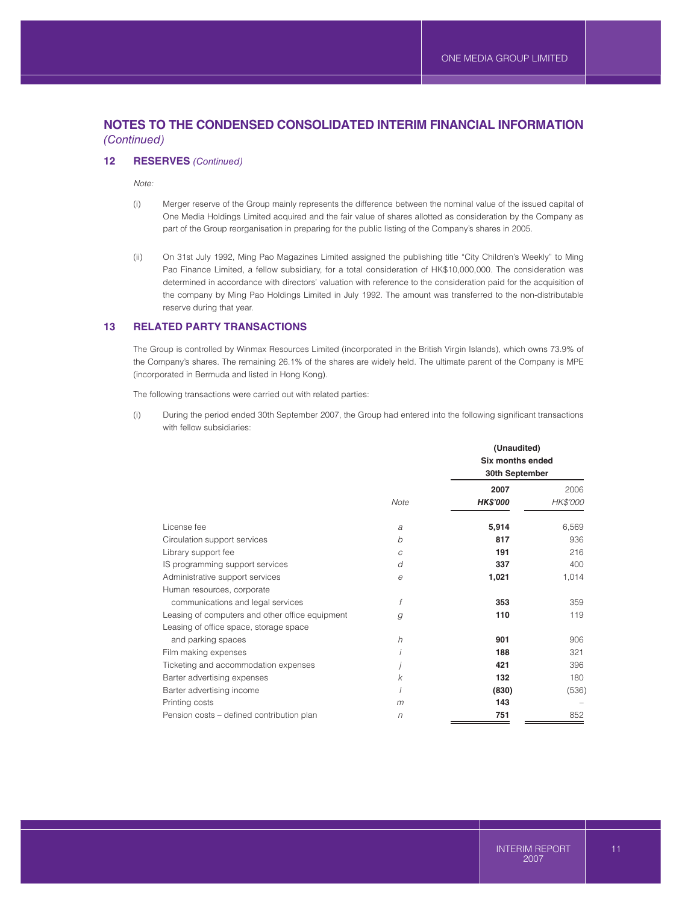## NOTES TO THE CONDENSED CONSOLIDATED INTERIM FINANCIAL INFORMATION *(Continued)*

### 12 RESERVES *(Continued)*

*Note:*

(i) Merger reserve of the Group mainly represents the difference between the nominal value of the issued capital of One Media Holdings Limited acquired and the fair value of shares allotted as consideration by the Company as part of the Group reorganisation in preparing for the public listing of the Company's shares in 2005.

(ii) On 31st July 1992, Ming Pao Magazines Limited assigned the publishing title "City Children's Weekly" to Ming Pao Finance Limited, a fellow subsidiary, for a total consideration of HK$10,000,000. The consideration was determined in accordance with directors' valuation with reference to the consideration paid for the acquisition of the company by Ming Pao Holdings Limited in July 1992. The amount was transferred to the non-distributable reserve during that year.

### 13 RELATED PARTY TRANSACTIONS

The Group is controlled by Winmax Resources Limited (incorporated in the British Virgin Islands), which owns 73.9% of the Company's shares. The remaining 26.1% of the shares are widely held. The ultimate parent of the Company is MPE (incorporated in Bermuda and listed in Hong Kong).

The following transactions were carried out with related parties:

(i) During the period ended 30th September 2007, the Group had entered into the following significant transactions with fellow subsidiaries:

| | | **(Unaudited) Six months ended 30th September** | |
|---|---|---|---|
| | *Note* | **2007** ***HK$'000*** | 2006 *HK$'000* |
| License fee | *a* | **5,914** | 6,569 |
| Circulation support services | *b* | **817** | 936 |
| Library support fee | *c* | **191** | 216 |
| IS programming support services | *d* | **337** | 400 |
| Administrative support services | *e* | **1,021** | 1,014 |
| Human resources, corporate communications and legal services | *f* | **353** | 359 |
| Leasing of computers and other office equipment | *g* | **110** | 119 |
| Leasing of office space, storage space and parking spaces | *h* | **901** | 906 |
| Film making expenses | *i* | **188** | 321 |
| Ticketing and accommodation expenses | *j* | **421** | 396 |
| Barter advertising expenses | *k* | **132** | 180 |
| Barter advertising income | *l* | **(830)** | (536) |
| Printing costs | *m* | **143** | – |
| Pension costs – defined contribution plan | *n* | **751** | 852 |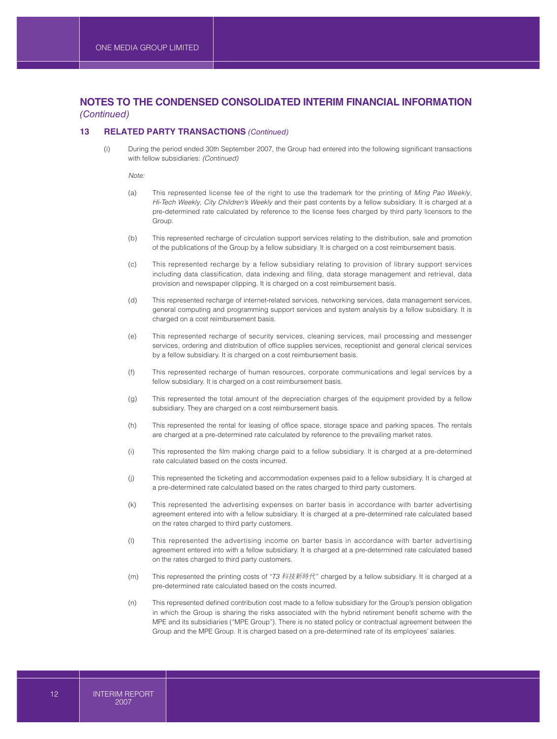## NOTES TO THE CONDENSED CONSOLIDATED INTERIM FINANCIAL INFORMATION *(Continued)*

### 13 RELATED PARTY TRANSACTIONS *(Continued)*

(i) During the period ended 30th September 2007, the Group had entered into the following significant transactions with fellow subsidiaries: *(Continued)*

*Note:*

(a) This represented license fee of the right to use the trademark for the printing of *Ming Pao Weekly*, *Hi-Tech Weekly*, *City Children's Weekly* and their past contents by a fellow subsidiary. It is charged at a pre-determined rate calculated by reference to the license fees charged by third party licensors to the Group.

(b) This represented recharge of circulation support services relating to the distribution, sale and promotion of the publications of the Group by a fellow subsidiary. It is charged on a cost reimbursement basis.

(c) This represented recharge by a fellow subsidiary relating to provision of library support services including data classification, data indexing and filing, data storage management and retrieval, data provision and newspaper clipping. It is charged on a cost reimbursement basis.

(d) This represented recharge of internet-related services, networking services, data management services, general computing and programming support services and system analysis by a fellow subsidiary. It is charged on a cost reimbursement basis.

(e) This represented recharge of security services, cleaning services, mail processing and messenger services, ordering and distribution of office supplies services, receptionist and general clerical services by a fellow subsidiary. It is charged on a cost reimbursement basis.

(f) This represented recharge of human resources, corporate communications and legal services by a fellow subsidiary. It is charged on a cost reimbursement basis.

(g) This represented the total amount of the depreciation charges of the equipment provided by a fellow subsidiary. They are charged on a cost reimbursement basis.

(h) This represented the rental for leasing of office space, storage space and parking spaces. The rentals are charged at a pre-determined rate calculated by reference to the prevailing market rates.

(i) This represented the film making charge paid to a fellow subsidiary. It is charged at a pre-determined rate calculated based on the costs incurred.

(j) This represented the ticketing and accommodation expenses paid to a fellow subsidiary. It is charged at a pre-determined rate calculated based on the rates charged to third party customers.

(k) This represented the advertising expenses on barter basis in accordance with barter advertising agreement entered into with a fellow subsidiary. It is charged at a pre-determined rate calculated based on the rates charged to third party customers.

(l) This represented the advertising income on barter basis in accordance with barter advertising agreement entered into with a fellow subsidiary. It is charged at a pre-determined rate calculated based on the rates charged to third party customers.

(m) This represented the printing costs of "*T3 科技新時代*" charged by a fellow subsidiary. It is charged at a pre-determined rate calculated based on the costs incurred.

(n) This represented defined contribution cost made to a fellow subsidiary for the Group's pension obligation in which the Group is sharing the risks associated with the hybrid retirement benefit scheme with the MPE and its subsidiaries ("MPE Group"). There is no stated policy or contractual agreement between the Group and the MPE Group. It is charged based on a pre-determined rate of its employees' salaries.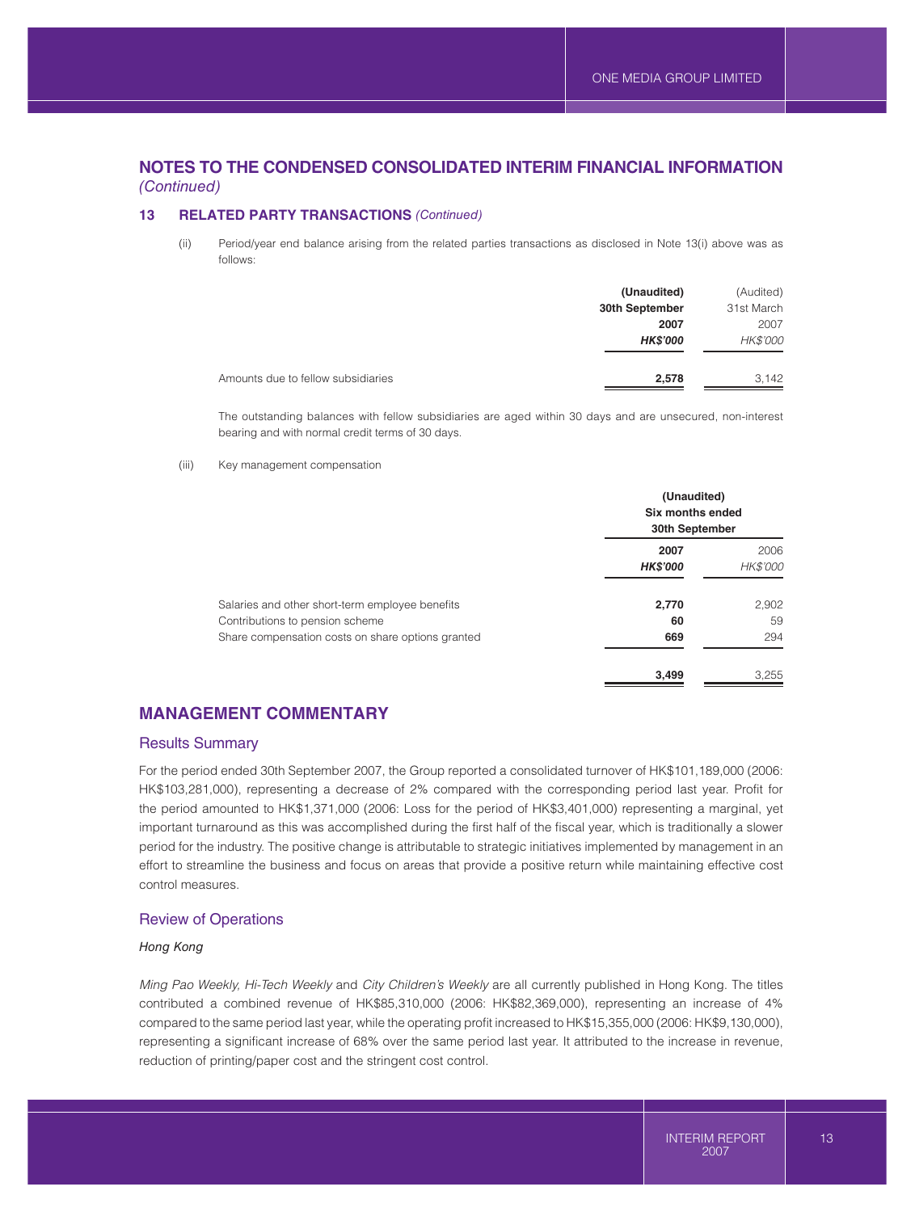## NOTES TO THE CONDENSED CONSOLIDATED INTERIM FINANCIAL INFORMATION *(Continued)*

### 13 RELATED PARTY TRANSACTIONS *(Continued)*

(ii) Period/year end balance arising from the related parties transactions as disclosed in Note 13(i) above was as follows:

| | **(Unaudited) 30th September 2007 *HK$'000*** | (Audited) 31st March 2007 *HK$'000* |
|---|---|---|
| Amounts due to fellow subsidiaries | **2,578** | 3,142 |

The outstanding balances with fellow subsidiaries are aged within 30 days and are unsecured, non-interest bearing and with normal credit terms of 30 days.

(iii) Key management compensation

| | **(Unaudited) Six months ended 30th September** | |
|---|---|---|
| | **2007 *HK$'000*** | 2006 *HK$'000* |
| Salaries and other short-term employee benefits | **2,770** | 2,902 |
| Contributions to pension scheme | **60** | 59 |
| Share compensation costs on share options granted | **669** | 294 |
| | **3,499** | 3,255 |

## MANAGEMENT COMMENTARY

### Results Summary

For the period ended 30th September 2007, the Group reported a consolidated turnover of HK$101,189,000 (2006: HK$103,281,000), representing a decrease of 2% compared with the corresponding period last year. Profit for the period amounted to HK$1,371,000 (2006: Loss for the period of HK$3,401,000) representing a marginal, yet important turnaround as this was accomplished during the first half of the fiscal year, which is traditionally a slower period for the industry. The positive change is attributable to strategic initiatives implemented by management in an effort to streamline the business and focus on areas that provide a positive return while maintaining effective cost control measures.

### Review of Operations

*Hong Kong*

*Ming Pao Weekly, Hi-Tech Weekly* and *City Children's Weekly* are all currently published in Hong Kong. The titles contributed a combined revenue of HK$85,310,000 (2006: HK$82,369,000), representing an increase of 4% compared to the same period last year, while the operating profit increased to HK$15,355,000 (2006: HK$9,130,000), representing a significant increase of 68% over the same period last year. It attributed to the increase in revenue, reduction of printing/paper cost and the stringent cost control.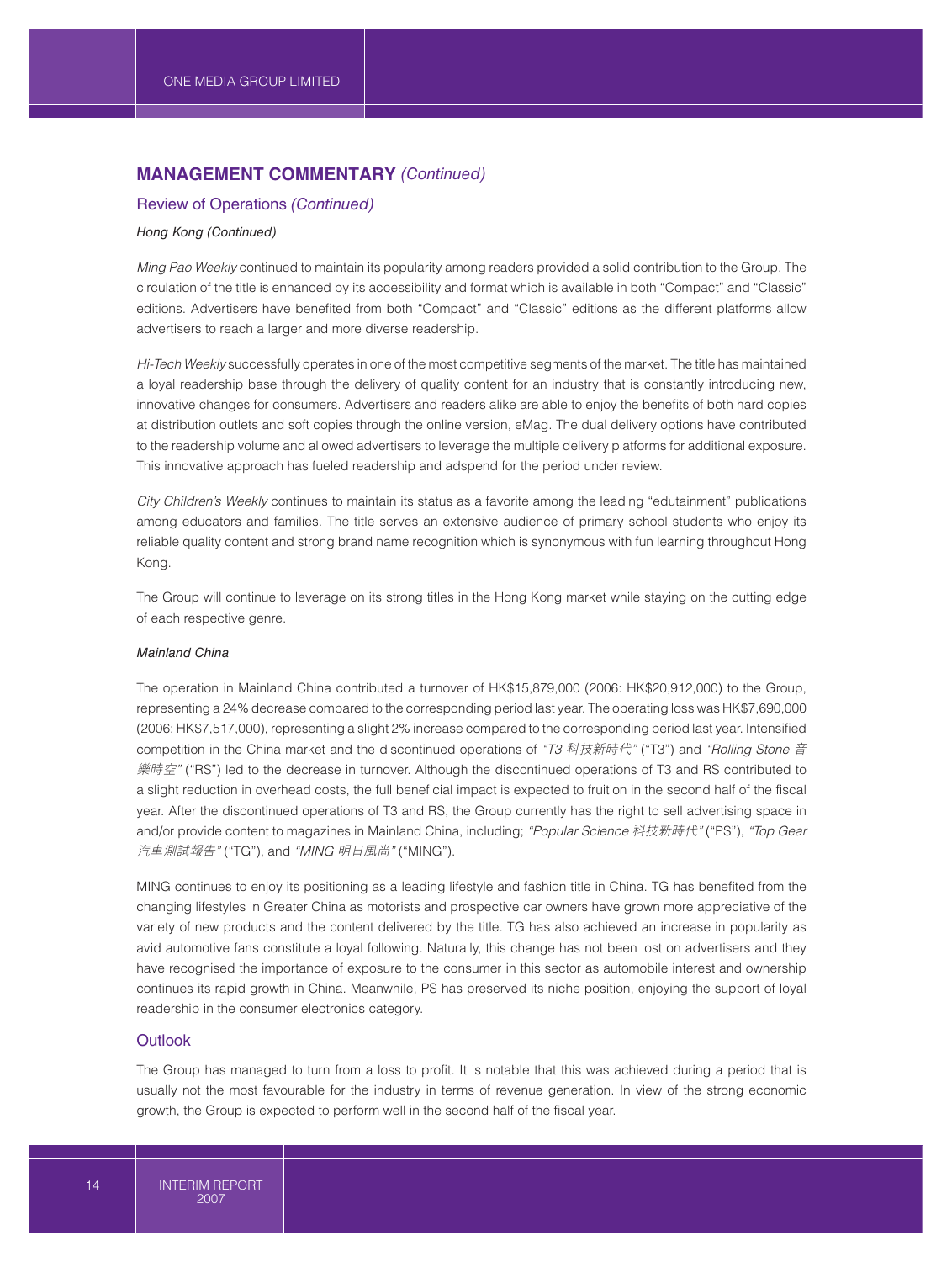## MANAGEMENT COMMENTARY *(Continued)*

### Review of Operations *(Continued)*

#### *Hong Kong (Continued)*

*Ming Pao Weekly* continued to maintain its popularity among readers provided a solid contribution to the Group. The circulation of the title is enhanced by its accessibility and format which is available in both "Compact" and "Classic" editions. Advertisers have benefited from both "Compact" and "Classic" editions as the different platforms allow advertisers to reach a larger and more diverse readership.

*Hi-Tech Weekly* successfully operates in one of the most competitive segments of the market. The title has maintained a loyal readership base through the delivery of quality content for an industry that is constantly introducing new, innovative changes for consumers. Advertisers and readers alike are able to enjoy the benefits of both hard copies at distribution outlets and soft copies through the online version, eMag. The dual delivery options have contributed to the readership volume and allowed advertisers to leverage the multiple delivery platforms for additional exposure. This innovative approach has fueled readership and adspend for the period under review.

*City Children's Weekly* continues to maintain its status as a favorite among the leading "edutainment" publications among educators and families. The title serves an extensive audience of primary school students who enjoy its reliable quality content and strong brand name recognition which is synonymous with fun learning throughout Hong Kong.

The Group will continue to leverage on its strong titles in the Hong Kong market while staying on the cutting edge of each respective genre.

#### *Mainland China*

The operation in Mainland China contributed a turnover of HK$15,879,000 (2006: HK$20,912,000) to the Group, representing a 24% decrease compared to the corresponding period last year. The operating loss was HK$7,690,000 (2006: HK$7,517,000), representing a slight 2% increase compared to the corresponding period last year. Intensified competition in the China market and the discontinued operations of *"T3 科技新時代"* ("T3") and *"Rolling Stone 音樂時空"* ("RS") led to the decrease in turnover. Although the discontinued operations of T3 and RS contributed to a slight reduction in overhead costs, the full beneficial impact is expected to fruition in the second half of the fiscal year. After the discontinued operations of T3 and RS, the Group currently has the right to sell advertising space in and/or provide content to magazines in Mainland China, including; *"Popular Science 科技新時代"* ("PS"), *"Top Gear 汽車測試報告"* ("TG"), and *"MING 明日風尚"* ("MING").

MING continues to enjoy its positioning as a leading lifestyle and fashion title in China. TG has benefited from the changing lifestyles in Greater China as motorists and prospective car owners have grown more appreciative of the variety of new products and the content delivered by the title. TG has also achieved an increase in popularity as avid automotive fans constitute a loyal following. Naturally, this change has not been lost on advertisers and they have recognised the importance of exposure to the consumer in this sector as automobile interest and ownership continues its rapid growth in China. Meanwhile, PS has preserved its niche position, enjoying the support of loyal readership in the consumer electronics category.

### Outlook

The Group has managed to turn from a loss to profit. It is notable that this was achieved during a period that is usually not the most favourable for the industry in terms of revenue generation. In view of the strong economic growth, the Group is expected to perform well in the second half of the fiscal year.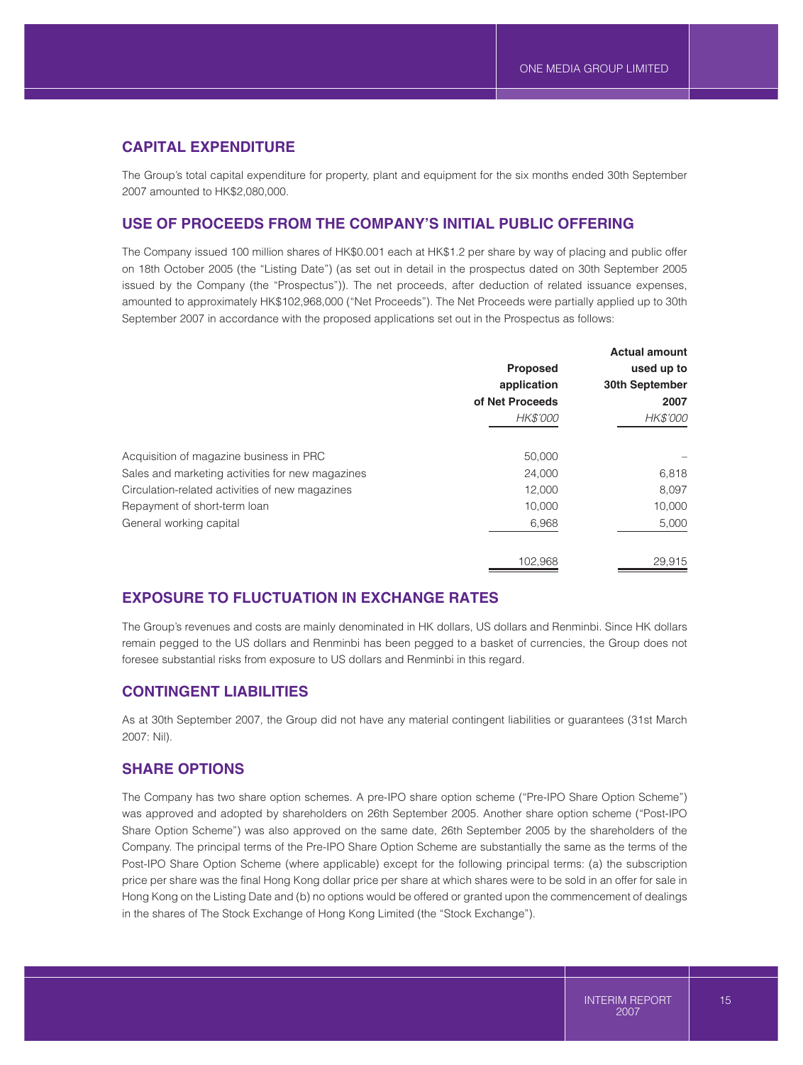## CAPITAL EXPENDITURE

The Group's total capital expenditure for property, plant and equipment for the six months ended 30th September 2007 amounted to HK$2,080,000.

## USE OF PROCEEDS FROM THE COMPANY'S INITIAL PUBLIC OFFERING

The Company issued 100 million shares of HK$0.001 each at HK$1.2 per share by way of placing and public offer on 18th October 2005 (the "Listing Date") (as set out in detail in the prospectus dated on 30th September 2005 issued by the Company (the "Prospectus")). The net proceeds, after deduction of related issuance expenses, amounted to approximately HK$102,968,000 ("Net Proceeds"). The Net Proceeds were partially applied up to 30th September 2007 in accordance with the proposed applications set out in the Prospectus as follows:

| | Proposed application of Net Proceeds | Actual amount used up to 30th September 2007 |
|---|---|---|
| | *HK$'000* | *HK$'000* |
| Acquisition of magazine business in PRC | 50,000 | – |
| Sales and marketing activities for new magazines | 24,000 | 6,818 |
| Circulation-related activities of new magazines | 12,000 | 8,097 |
| Repayment of short-term loan | 10,000 | 10,000 |
| General working capital | 6,968 | 5,000 |
| | 102,968 | 29,915 |

## EXPOSURE TO FLUCTUATION IN EXCHANGE RATES

The Group's revenues and costs are mainly denominated in HK dollars, US dollars and Renminbi. Since HK dollars remain pegged to the US dollars and Renminbi has been pegged to a basket of currencies, the Group does not foresee substantial risks from exposure to US dollars and Renminbi in this regard.

## CONTINGENT LIABILITIES

As at 30th September 2007, the Group did not have any material contingent liabilities or guarantees (31st March 2007: Nil).

## SHARE OPTIONS

The Company has two share option schemes. A pre-IPO share option scheme ("Pre-IPO Share Option Scheme") was approved and adopted by shareholders on 26th September 2005. Another share option scheme ("Post-IPO Share Option Scheme") was also approved on the same date, 26th September 2005 by the shareholders of the Company. The principal terms of the Pre-IPO Share Option Scheme are substantially the same as the terms of the Post-IPO Share Option Scheme (where applicable) except for the following principal terms: (a) the subscription price per share was the final Hong Kong dollar price per share at which shares were to be sold in an offer for sale in Hong Kong on the Listing Date and (b) no options would be offered or granted upon the commencement of dealings in the shares of The Stock Exchange of Hong Kong Limited (the "Stock Exchange").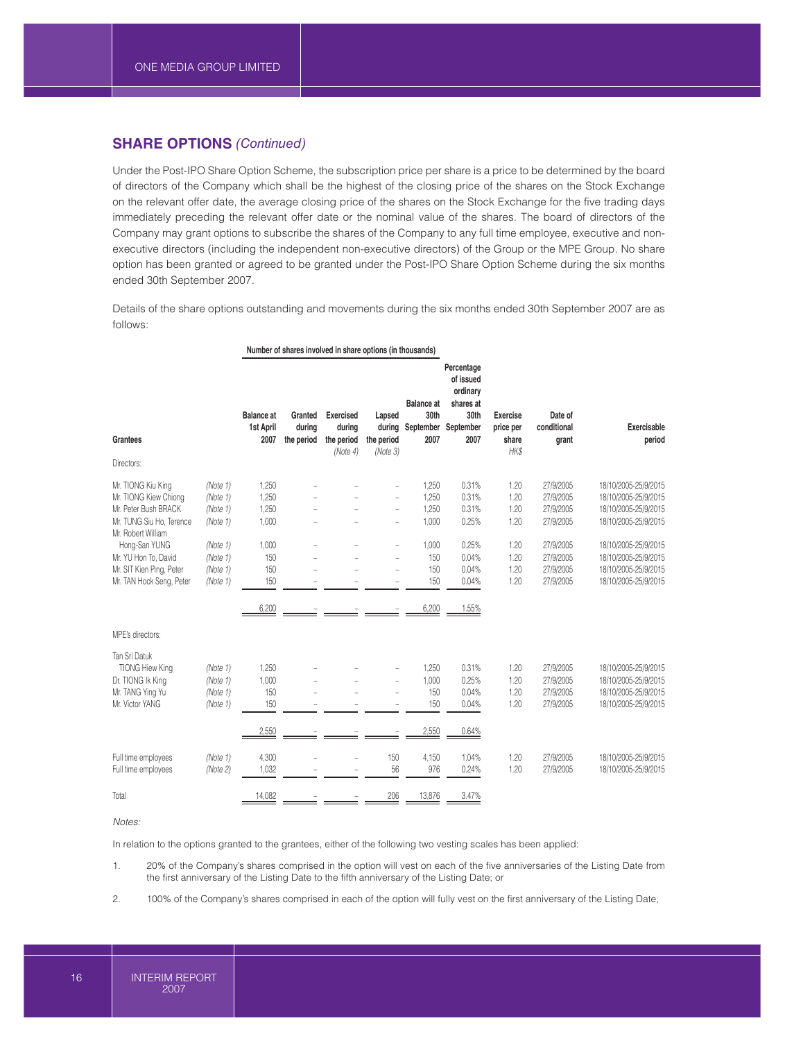## SHARE OPTIONS *(Continued)*

Under the Post-IPO Share Option Scheme, the subscription price per share is a price to be determined by the board of directors of the Company which shall be the highest of the closing price of the shares on the Stock Exchange on the relevant offer date, the average closing price of the shares on the Stock Exchange for the five trading days immediately preceding the relevant offer date or the nominal value of the shares. The board of directors of the Company may grant options to subscribe the shares of the Company to any full time employee, executive and non-executive directors (including the independent non-executive directors) of the Group or the MPE Group. No share option has been granted or agreed to be granted under the Post-IPO Share Option Scheme during the six months ended 30th September 2007.

Details of the share options outstanding and movements during the six months ended 30th September 2007 are as follows:

| Grantees | | Number of shares involved in share options (in thousands) | | | | | | | | |
|---|---|---|---|---|---|---|---|---|---|---|
| | | Balance at 1st April 2007 | Granted during the period | Exercised during the period *(Note 4)* | Lapsed during the period *(Note 3)* | Balance at 30th September 2007 | Percentage of issued ordinary shares at 30th September 2007 | Exercise price per share *HK$* | Date of conditional grant | Exercisable period |
| Directors: | | | | | | | | | | |
| Mr. TIONG Kiu King | *(Note 1)* | 1,250 | – | – | – | 1,250 | 0.31% | 1.20 | 27/9/2005 | 18/10/2005-25/9/2015 |
| Mr. TIONG Kiew Chiong | *(Note 1)* | 1,250 | – | – | – | 1,250 | 0.31% | 1.20 | 27/9/2005 | 18/10/2005-25/9/2015 |
| Mr. Peter Bush BRACK | *(Note 1)* | 1,250 | – | – | – | 1,250 | 0.31% | 1.20 | 27/9/2005 | 18/10/2005-25/9/2015 |
| Mr. TUNG Siu Ho, Terence | *(Note 1)* | 1,000 | – | – | – | 1,000 | 0.25% | 1.20 | 27/9/2005 | 18/10/2005-25/9/2015 |
| Mr. Robert William Hong-San YUNG | *(Note 1)* | 1,000 | – | – | – | 1,000 | 0.25% | 1.20 | 27/9/2005 | 18/10/2005-25/9/2015 |
| Mr. YU Hon To, David | *(Note 1)* | 150 | – | – | – | 150 | 0.04% | 1.20 | 27/9/2005 | 18/10/2005-25/9/2015 |
| Mr. SIT Kien Ping, Peter | *(Note 1)* | 150 | – | – | – | 150 | 0.04% | 1.20 | 27/9/2005 | 18/10/2005-25/9/2015 |
| Mr. TAN Hock Seng, Peter | *(Note 1)* | 150 | – | – | – | 150 | 0.04% | 1.20 | 27/9/2005 | 18/10/2005-25/9/2015 |
| | | 6,200 | – | – | – | 6,200 | 1.55% | | | |
| MPE's directors: | | | | | | | | | | |
| Tan Sri Datuk TIONG Hiew King | *(Note 1)* | 1,250 | – | – | – | 1,250 | 0.31% | 1.20 | 27/9/2005 | 18/10/2005-25/9/2015 |
| Dr. TIONG Ik King | *(Note 1)* | 1,000 | – | – | – | 1,000 | 0.25% | 1.20 | 27/9/2005 | 18/10/2005-25/9/2015 |
| Mr. TANG Ying Yu | *(Note 1)* | 150 | – | – | – | 150 | 0.04% | 1.20 | 27/9/2005 | 18/10/2005-25/9/2015 |
| Mr. Victor YANG | *(Note 1)* | 150 | – | – | – | 150 | 0.04% | 1.20 | 27/9/2005 | 18/10/2005-25/9/2015 |
| | | 2,550 | – | – | – | 2,550 | 0.64% | | | |
| Full time employees | *(Note 1)* | 4,300 | – | – | 150 | 4,150 | 1.04% | 1.20 | 27/9/2005 | 18/10/2005-25/9/2015 |
| Full time employees | *(Note 2)* | 1,032 | – | – | 56 | 976 | 0.24% | 1.20 | 27/9/2005 | 18/10/2005-25/9/2015 |
| Total | | 14,082 | – | – | 206 | 13,876 | 3.47% | | | |

*Notes:*

In relation to the options granted to the grantees, either of the following two vesting scales has been applied:

1. 20% of the Company's shares comprised in the option will vest on each of the five anniversaries of the Listing Date from the first anniversary of the Listing Date to the fifth anniversary of the Listing Date; or

2. 100% of the Company's shares comprised in each of the option will fully vest on the first anniversary of the Listing Date,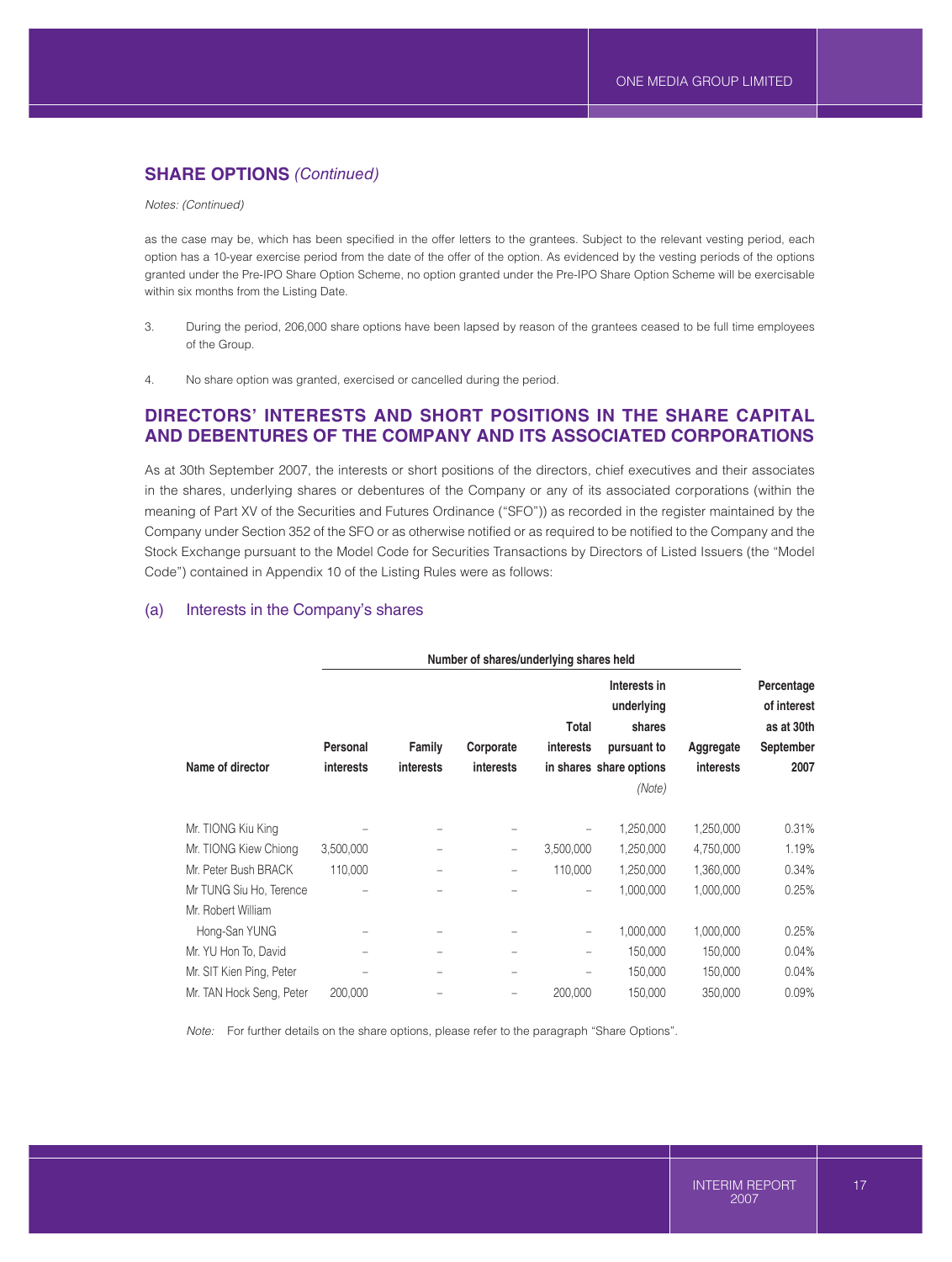## SHARE OPTIONS *(Continued)*

*Notes: (Continued)*

as the case may be, which has been specified in the offer letters to the grantees. Subject to the relevant vesting period, each option has a 10-year exercise period from the date of the offer of the option. As evidenced by the vesting periods of the options granted under the Pre-IPO Share Option Scheme, no option granted under the Pre-IPO Share Option Scheme will be exercisable within six months from the Listing Date.

3. During the period, 206,000 share options have been lapsed by reason of the grantees ceased to be full time employees of the Group.

4. No share option was granted, exercised or cancelled during the period.

## DIRECTORS' INTERESTS AND SHORT POSITIONS IN THE SHARE CAPITAL AND DEBENTURES OF THE COMPANY AND ITS ASSOCIATED CORPORATIONS

As at 30th September 2007, the interests or short positions of the directors, chief executives and their associates in the shares, underlying shares or debentures of the Company or any of its associated corporations (within the meaning of Part XV of the Securities and Futures Ordinance ("SFO")) as recorded in the register maintained by the Company under Section 352 of the SFO or as otherwise notified or as required to be notified to the Company and the Stock Exchange pursuant to the Model Code for Securities Transactions by Directors of Listed Issuers (the "Model Code") contained in Appendix 10 of the Listing Rules were as follows:

### (a) Interests in the Company's shares

| | Number of shares/underlying shares held | | | | | | |
|---|---|---|---|---|---|---|---|
| Name of director | Personal interests | Family interests | Corporate interests | Total interests in shares | Interests in underlying shares pursuant to share options *(Note)* | Aggregate interests | Percentage of interest as at 30th September 2007 |
| Mr. TIONG Kiu King | – | – | – | – | 1,250,000 | 1,250,000 | 0.31% |
| Mr. TIONG Kiew Chiong | 3,500,000 | – | – | 3,500,000 | 1,250,000 | 4,750,000 | 1.19% |
| Mr. Peter Bush BRACK | 110,000 | – | – | 110,000 | 1,250,000 | 1,360,000 | 0.34% |
| Mr TUNG Siu Ho, Terence | – | – | – | – | 1,000,000 | 1,000,000 | 0.25% |
| Mr. Robert William Hong-San YUNG | – | – | – | – | 1,000,000 | 1,000,000 | 0.25% |
| Mr. YU Hon To, David | – | – | – | – | 150,000 | 150,000 | 0.04% |
| Mr. SIT Kien Ping, Peter | – | – | – | – | 150,000 | 150,000 | 0.04% |
| Mr. TAN Hock Seng, Peter | 200,000 | – | – | 200,000 | 150,000 | 350,000 | 0.09% |

*Note:* For further details on the share options, please refer to the paragraph "Share Options".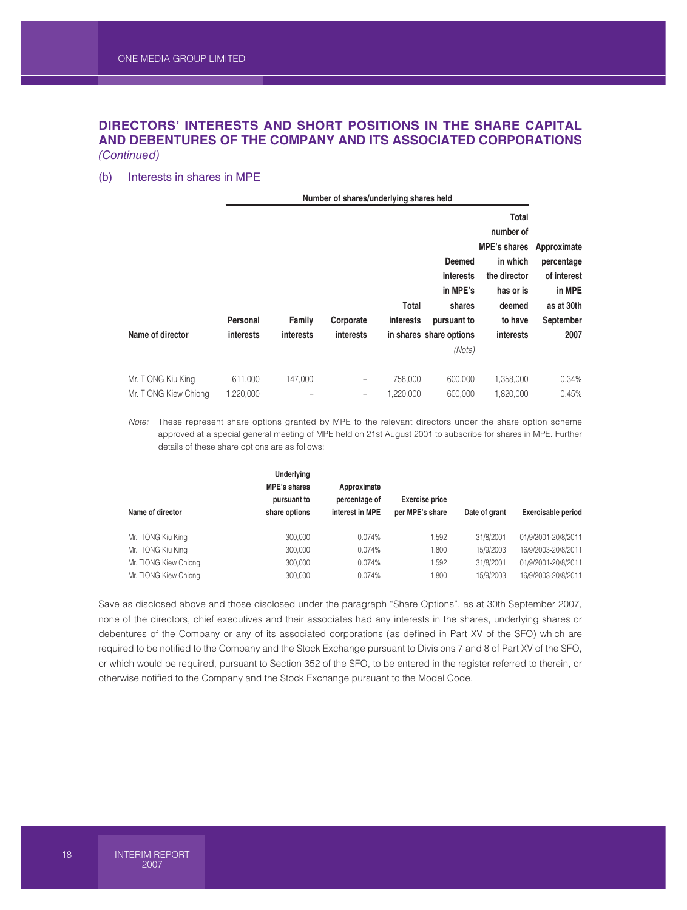## DIRECTORS' INTERESTS AND SHORT POSITIONS IN THE SHARE CAPITAL AND DEBENTURES OF THE COMPANY AND ITS ASSOCIATED CORPORATIONS *(Continued)*

### (b) Interests in shares in MPE

| | Number of shares/underlying shares held | | | | | | |
|---|---|---|---|---|---|---|---|
| Name of director | Personal interests | Family interests | Corporate interests | Total interests in shares | Deemed interests in MPE's shares pursuant to share options *(Note)* | Total number of MPE's shares in which the director has or is deemed to have interests | Approximate percentage of interest in MPE as at 30th September 2007 |
| Mr. TIONG Kiu King | 611,000 | 147,000 | – | 758,000 | 600,000 | 1,358,000 | 0.34% |
| Mr. TIONG Kiew Chiong | 1,220,000 | – | – | 1,220,000 | 600,000 | 1,820,000 | 0.45% |

*Note:* These represent share options granted by MPE to the relevant directors under the share option scheme approved at a special general meeting of MPE held on 21st August 2001 to subscribe for shares in MPE. Further details of these share options are as follows:

| Name of director | Underlying MPE's shares pursuant to share options | Approximate percentage of interest in MPE | Exercise price per MPE's share | Date of grant | Exercisable period |
|---|---|---|---|---|---|
| Mr. TIONG Kiu King | 300,000 | 0.074% | 1.592 | 31/8/2001 | 01/9/2001-20/8/2011 |
| Mr. TIONG Kiu King | 300,000 | 0.074% | 1.800 | 15/9/2003 | 16/9/2003-20/8/2011 |
| Mr. TIONG Kiew Chiong | 300,000 | 0.074% | 1.592 | 31/8/2001 | 01/9/2001-20/8/2011 |
| Mr. TIONG Kiew Chiong | 300,000 | 0.074% | 1.800 | 15/9/2003 | 16/9/2003-20/8/2011 |

Save as disclosed above and those disclosed under the paragraph "Share Options", as at 30th September 2007, none of the directors, chief executives and their associates had any interests in the shares, underlying shares or debentures of the Company or any of its associated corporations (as defined in Part XV of the SFO) which are required to be notified to the Company and the Stock Exchange pursuant to Divisions 7 and 8 of Part XV of the SFO, or which would be required, pursuant to Section 352 of the SFO, to be entered in the register referred to therein, or otherwise notified to the Company and the Stock Exchange pursuant to the Model Code.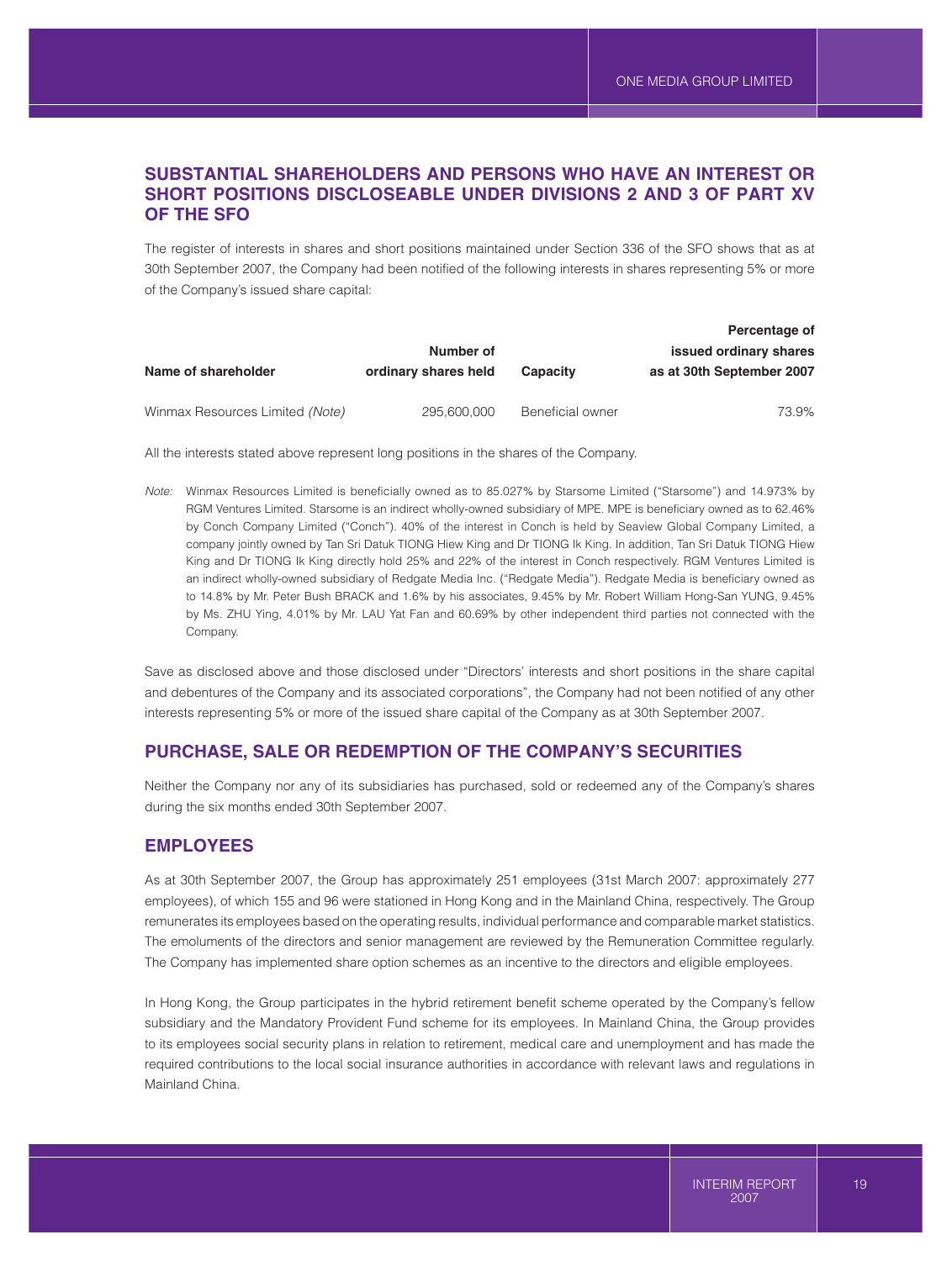## SUBSTANTIAL SHAREHOLDERS AND PERSONS WHO HAVE AN INTEREST OR SHORT POSITIONS DISCLOSEABLE UNDER DIVISIONS 2 AND 3 OF PART XV OF THE SFO

The register of interests in shares and short positions maintained under Section 336 of the SFO shows that as at 30th September 2007, the Company had been notified of the following interests in shares representing 5% or more of the Company's issued share capital:

| Name of shareholder | Number of ordinary shares held | Capacity | Percentage of issued ordinary shares as at 30th September 2007 |
|---|---|---|---|
| Winmax Resources Limited *(Note)* | 295,600,000 | Beneficial owner | 73.9% |

All the interests stated above represent long positions in the shares of the Company.

*Note:* Winmax Resources Limited is beneficially owned as to 85.027% by Starsome Limited ("Starsome") and 14.973% by RGM Ventures Limited. Starsome is an indirect wholly-owned subsidiary of MPE. MPE is beneficiary owned as to 62.46% by Conch Company Limited ("Conch"). 40% of the interest in Conch is held by Seaview Global Company Limited, a company jointly owned by Tan Sri Datuk TIONG Hiew King and Dr TIONG Ik King. In addition, Tan Sri Datuk TIONG Hiew King and Dr TIONG Ik King directly hold 25% and 22% of the interest in Conch respectively. RGM Ventures Limited is an indirect wholly-owned subsidiary of Redgate Media Inc. ("Redgate Media"). Redgate Media is beneficiary owned as to 14.8% by Mr. Peter Bush BRACK and 1.6% by his associates, 9.45% by Mr. Robert William Hong-San YUNG, 9.45% by Ms. ZHU Ying, 4.01% by Mr. LAU Yat Fan and 60.69% by other independent third parties not connected with the Company.

Save as disclosed above and those disclosed under "Directors' interests and short positions in the share capital and debentures of the Company and its associated corporations", the Company had not been notified of any other interests representing 5% or more of the issued share capital of the Company as at 30th September 2007.

## PURCHASE, SALE OR REDEMPTION OF THE COMPANY'S SECURITIES

Neither the Company nor any of its subsidiaries has purchased, sold or redeemed any of the Company's shares during the six months ended 30th September 2007.

## EMPLOYEES

As at 30th September 2007, the Group has approximately 251 employees (31st March 2007: approximately 277 employees), of which 155 and 96 were stationed in Hong Kong and in the Mainland China, respectively. The Group remunerates its employees based on the operating results, individual performance and comparable market statistics. The emoluments of the directors and senior management are reviewed by the Remuneration Committee regularly. The Company has implemented share option schemes as an incentive to the directors and eligible employees.

In Hong Kong, the Group participates in the hybrid retirement benefit scheme operated by the Company's fellow subsidiary and the Mandatory Provident Fund scheme for its employees. In Mainland China, the Group provides to its employees social security plans in relation to retirement, medical care and unemployment and has made the required contributions to the local social insurance authorities in accordance with relevant laws and regulations in Mainland China.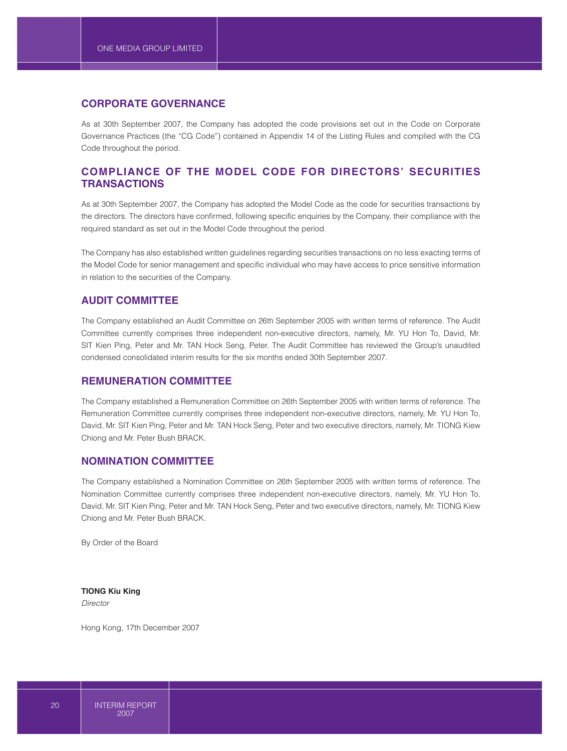## CORPORATE GOVERNANCE

As at 30th September 2007, the Company has adopted the code provisions set out in the Code on Corporate Governance Practices (the "CG Code") contained in Appendix 14 of the Listing Rules and complied with the CG Code throughout the period.

## COMPLIANCE OF THE MODEL CODE FOR DIRECTORS' SECURITIES TRANSACTIONS

As at 30th September 2007, the Company has adopted the Model Code as the code for securities transactions by the directors. The directors have confirmed, following specific enquiries by the Company, their compliance with the required standard as set out in the Model Code throughout the period.

The Company has also established written guidelines regarding securities transactions on no less exacting terms of the Model Code for senior management and specific individual who may have access to price sensitive information in relation to the securities of the Company.

## AUDIT COMMITTEE

The Company established an Audit Committee on 26th September 2005 with written terms of reference. The Audit Committee currently comprises three independent non-executive directors, namely, Mr. YU Hon To, David, Mr. SIT Kien Ping, Peter and Mr. TAN Hock Seng, Peter. The Audit Committee has reviewed the Group's unaudited condensed consolidated interim results for the six months ended 30th September 2007.

## REMUNERATION COMMITTEE

The Company established a Remuneration Committee on 26th September 2005 with written terms of reference. The Remuneration Committee currently comprises three independent non-executive directors, namely, Mr. YU Hon To, David, Mr. SIT Kien Ping, Peter and Mr. TAN Hock Seng, Peter and two executive directors, namely, Mr. TIONG Kiew Chiong and Mr. Peter Bush BRACK.

## NOMINATION COMMITTEE

The Company established a Nomination Committee on 26th September 2005 with written terms of reference. The Nomination Committee currently comprises three independent non-executive directors, namely, Mr. YU Hon To, David, Mr. SIT Kien Ping, Peter and Mr. TAN Hock Seng, Peter and two executive directors, namely, Mr. TIONG Kiew Chiong and Mr. Peter Bush BRACK.

By Order of the Board

**TIONG Kiu King**
*Director*

Hong Kong, 17th December 2007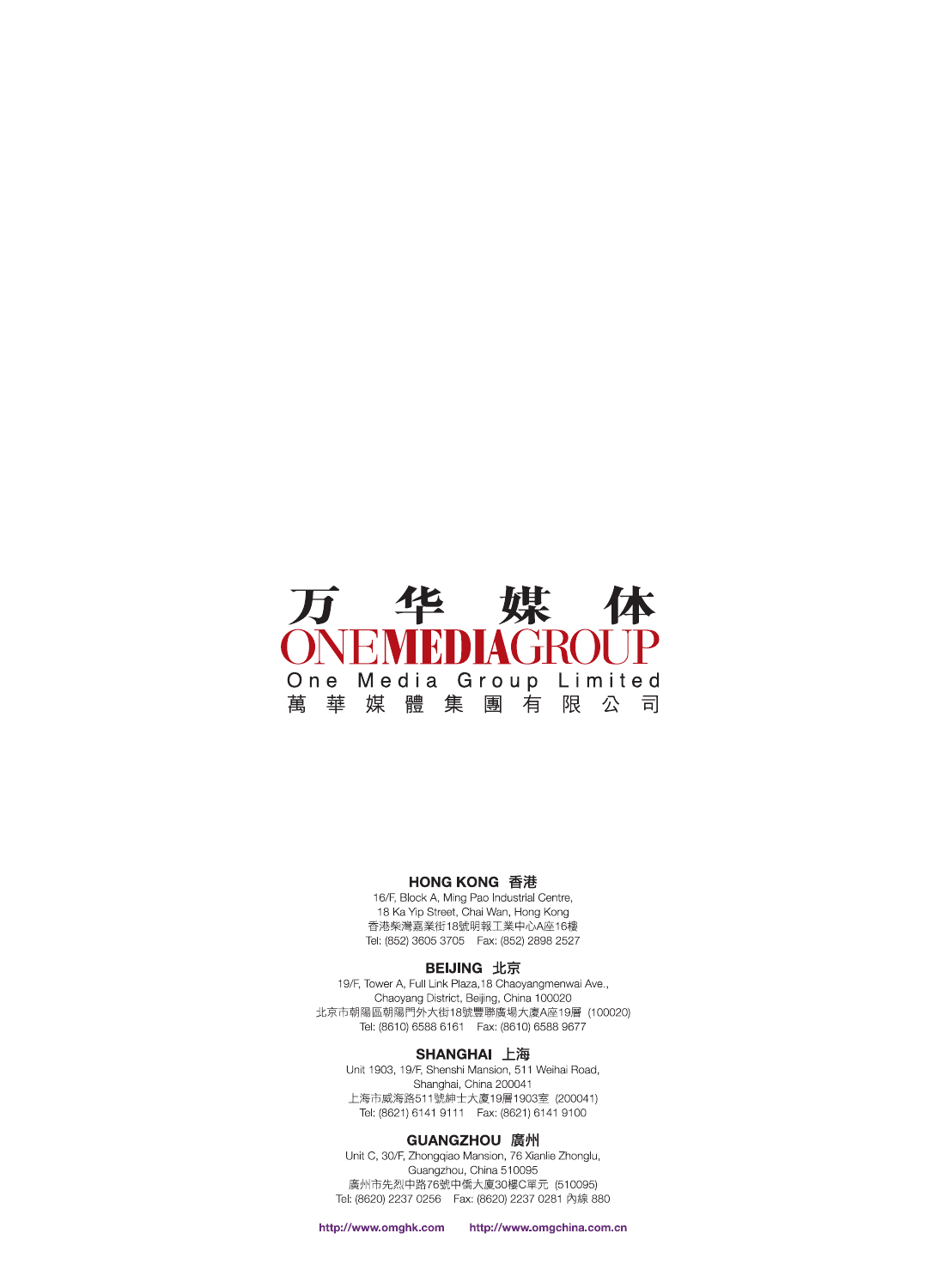万 华 媒 体

ONEMEDIAGROUP

One Media Group Limited

萬 華 媒 體 集 團 有 限 公 司

**HONG KONG 香港**

16/F, Block A, Ming Pao Industrial Centre,
18 Ka Yip Street, Chai Wan, Hong Kong
香港柴灣嘉業街18號明報工業中心A座16樓
Tel: (852) 3605 3705 Fax: (852) 2898 2527

**BEIJING 北京**

19/F, Tower A, Full Link Plaza,18 Chaoyangmenwai Ave.,
Chaoyang District, Beijing, China 100020
北京市朝陽區朝陽門外大街18號豐聯廣場大廈A座19層 (100020)
Tel: (8610) 6588 6161 Fax: (8610) 6588 9677

**SHANGHAI 上海**

Unit 1903, 19/F, Shenshi Mansion, 511 Weihai Road,
Shanghai, China 200041
上海市威海路511號紳士大廈19層1903室 (200041)
Tel: (8621) 6141 9111 Fax: (8621) 6141 9100

**GUANGZHOU 廣州**

Unit C, 30/F, Zhongqiao Mansion, 76 Xianlie Zhonglu,
Guangzhou, China 510095
廣州市先烈中路76號中僑大廈30樓C單元 (510095)
Tel: (8620) 2237 0256 Fax: (8620) 2237 0281 內線 880

http://www.omghk.com http://www.omgchina.com.cn